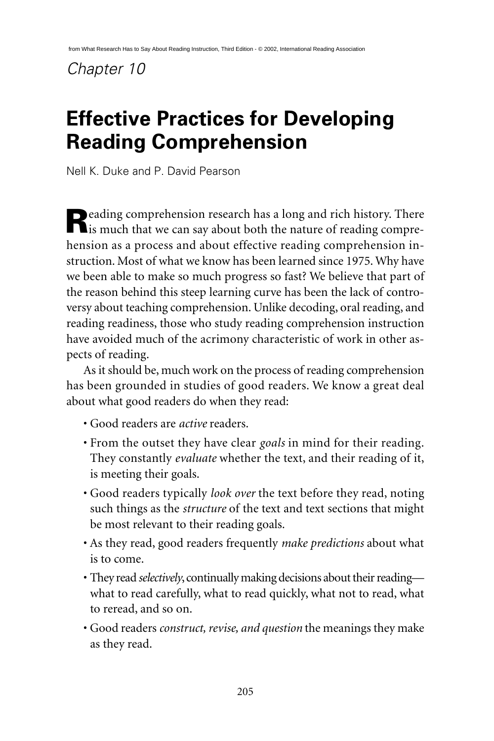Chapter 10

# Effective Practices for Developing Reading Comprehension

Nell K. Duke and P. David Pearson

Reading comprehension research has a long and rich history. There is much that we can say about both the nature of reading comprehension as a process and about effective reading comprehension instruction. Most of what we know has been learned since 1975. Why have we been able to make so much progress so fast? We believe that part of the reason behind this steep learning curve has been the lack of controversy about teaching comprehension. Unlike decoding, oral reading, and reading readiness, those who study reading comprehension instruction have avoided much of the acrimony characteristic of work in other aspects of reading.

As it should be, much work on the process of reading comprehension has been grounded in studies of good readers. We know a great deal about what good readers do when they read:

- Good readers are *active* readers.
- From the outset they have clear *goals* in mind for their reading. They constantly *evaluate* whether the text, and their reading of it, is meeting their goals.
- Good readers typically *look over* the text before they read, noting such things as the *structure* of the text and text sections that might be most relevant to their reading goals.
- As they read, good readers frequently *make predictions* about what is to come.
- They read *selectively*, continually making decisions about their reading—what to read carefully, what to read quickly, what not to read, what to reread, and so on.
- Good readers *construct, revise, and question* the meanings they make as they read.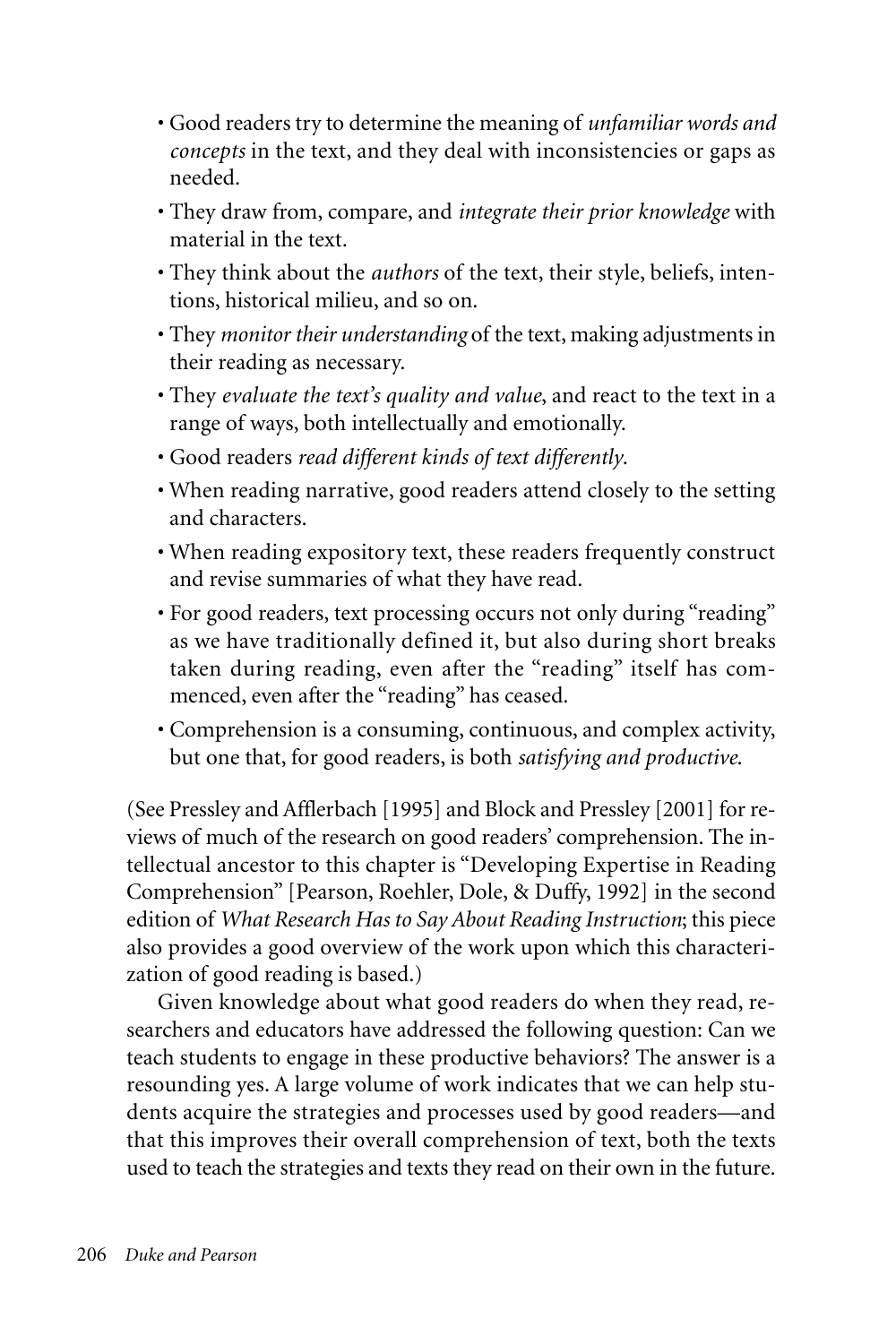- Good readers try to determine the meaning of *unfamiliar words and concepts* in the text, and they deal with inconsistencies or gaps as needed.
- They draw from, compare, and *integrate their prior knowledge* with material in the text.
- They think about the *authors* of the text, their style, beliefs, intentions, historical milieu, and so on.
- They *monitor their understanding* of the text, making adjustments in their reading as necessary.
- They *evaluate the text's quality and value*, and react to the text in a range of ways, both intellectually and emotionally.
- Good readers *read different kinds of text differently*.
- When reading narrative, good readers attend closely to the setting and characters.
- When reading expository text, these readers frequently construct and revise summaries of what they have read.
- For good readers, text processing occurs not only during "reading" as we have traditionally defined it, but also during short breaks taken during reading, even after the "reading" itself has commenced, even after the "reading" has ceased.
- Comprehension is a consuming, continuous, and complex activity, but one that, for good readers, is both *satisfying and productive*.

(See Pressley and Afflerbach [1995] and Block and Pressley [2001] for reviews of much of the research on good readers' comprehension. The intellectual ancestor to this chapter is "Developing Expertise in Reading Comprehension" [Pearson, Roehler, Dole, & Duffy, 1992] in the second edition of *What Research Has to Say About Reading Instruction*; this piece also provides a good overview of the work upon which this characterization of good reading is based.)

Given knowledge about what good readers do when they read, researchers and educators have addressed the following question: Can we teach students to engage in these productive behaviors? The answer is a resounding yes. A large volume of work indicates that we can help students acquire the strategies and processes used by good readers—and that this improves their overall comprehension of text, both the texts used to teach the strategies and texts they read on their own in the future.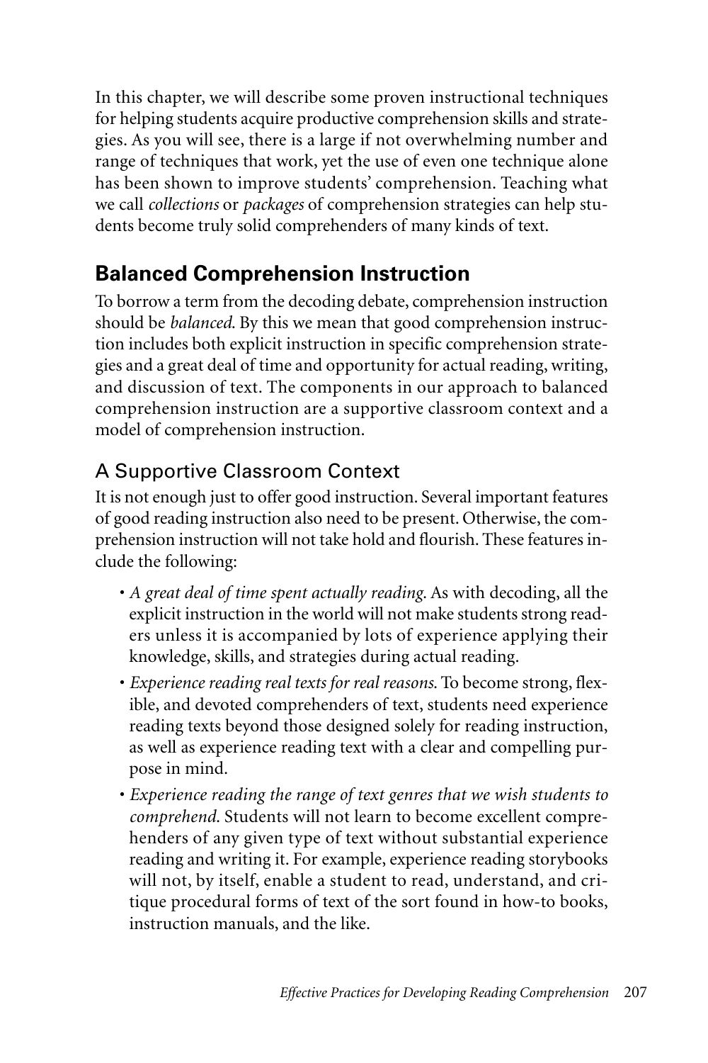In this chapter, we will describe some proven instructional techniques for helping students acquire productive comprehension skills and strategies. As you will see, there is a large if not overwhelming number and range of techniques that work, yet the use of even one technique alone has been shown to improve students' comprehension. Teaching what we call *collections* or *packages* of comprehension strategies can help students become truly solid comprehenders of many kinds of text.

## Balanced Comprehension Instruction

To borrow a term from the decoding debate, comprehension instruction should be *balanced*. By this we mean that good comprehension instruction includes both explicit instruction in specific comprehension strategies and a great deal of time and opportunity for actual reading, writing, and discussion of text. The components in our approach to balanced comprehension instruction are a supportive classroom context and a model of comprehension instruction.

### A Supportive Classroom Context

It is not enough just to offer good instruction. Several important features of good reading instruction also need to be present. Otherwise, the comprehension instruction will not take hold and flourish. These features include the following:

- *A great deal of time spent actually reading.* As with decoding, all the explicit instruction in the world will not make students strong readers unless it is accompanied by lots of experience applying their knowledge, skills, and strategies during actual reading.
- *Experience reading real texts for real reasons.* To become strong, flexible, and devoted comprehenders of text, students need experience reading texts beyond those designed solely for reading instruction, as well as experience reading text with a clear and compelling purpose in mind.
- *Experience reading the range of text genres that we wish students to comprehend.* Students will not learn to become excellent comprehenders of any given type of text without substantial experience reading and writing it. For example, experience reading storybooks will not, by itself, enable a student to read, understand, and critique procedural forms of text of the sort found in how-to books, instruction manuals, and the like.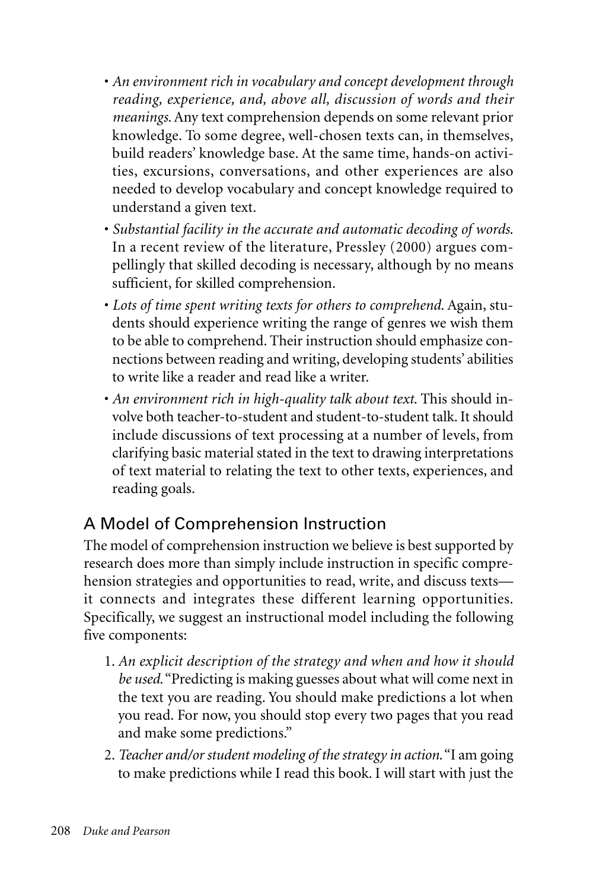- *An environment rich in vocabulary and concept development through reading, experience, and, above all, discussion of words and their meanings.* Any text comprehension depends on some relevant prior knowledge. To some degree, well-chosen texts can, in themselves, build readers' knowledge base. At the same time, hands-on activities, excursions, conversations, and other experiences are also needed to develop vocabulary and concept knowledge required to understand a given text.
- *Substantial facility in the accurate and automatic decoding of words.* In a recent review of the literature, Pressley (2000) argues compellingly that skilled decoding is necessary, although by no means sufficient, for skilled comprehension.
- *Lots of time spent writing texts for others to comprehend.* Again, students should experience writing the range of genres we wish them to be able to comprehend. Their instruction should emphasize connections between reading and writing, developing students' abilities to write like a reader and read like a writer.
- *An environment rich in high-quality talk about text.* This should involve both teacher-to-student and student-to-student talk. It should include discussions of text processing at a number of levels, from clarifying basic material stated in the text to drawing interpretations of text material to relating the text to other texts, experiences, and reading goals.

## A Model of Comprehension Instruction

The model of comprehension instruction we believe is best supported by research does more than simply include instruction in specific comprehension strategies and opportunities to read, write, and discuss texts—it connects and integrates these different learning opportunities. Specifically, we suggest an instructional model including the following five components:

1. *An explicit description of the strategy and when and how it should be used.* "Predicting is making guesses about what will come next in the text you are reading. You should make predictions a lot when you read. For now, you should stop every two pages that you read and make some predictions."
2. *Teacher and/or student modeling of the strategy in action.* "I am going to make predictions while I read this book. I will start with just the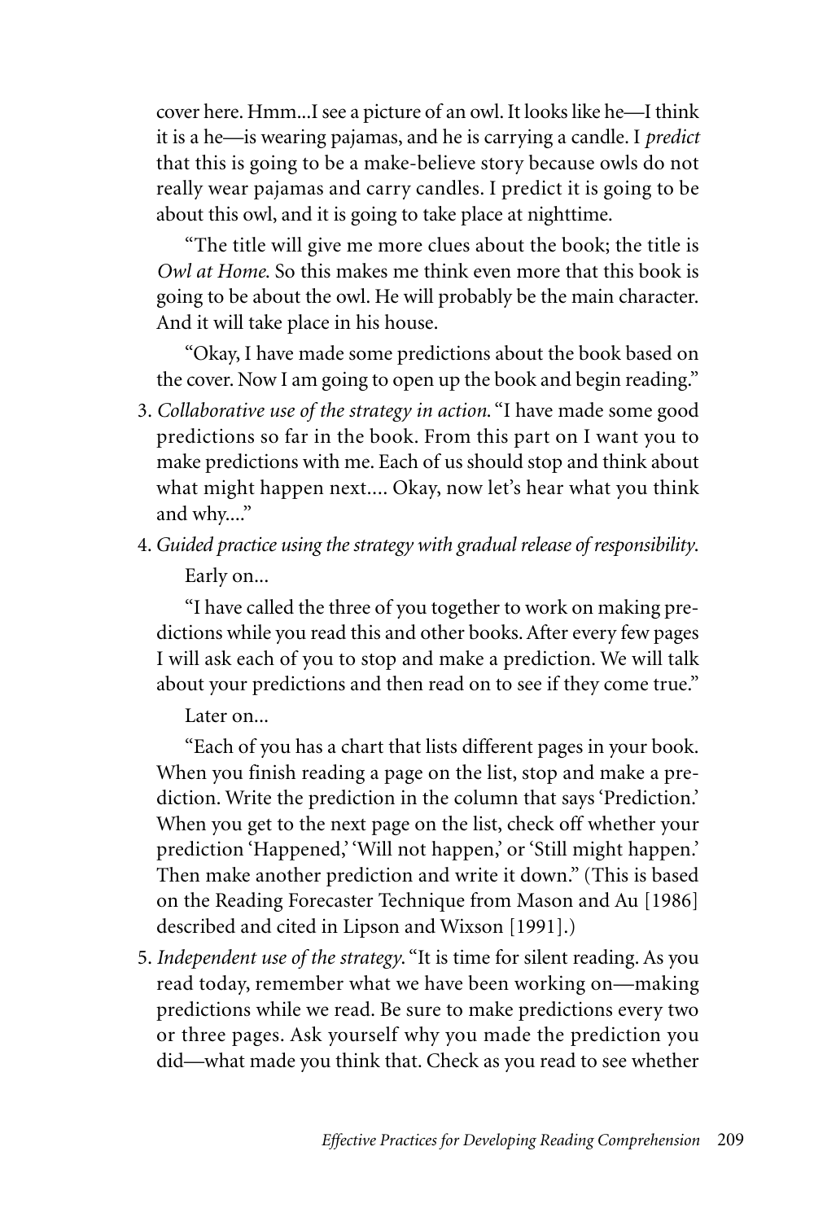cover here. Hmm...I see a picture of an owl. It looks like he—I think it is a he—is wearing pajamas, and he is carrying a candle. I *predict* that this is going to be a make-believe story because owls do not really wear pajamas and carry candles. I predict it is going to be about this owl, and it is going to take place at nighttime.

"The title will give me more clues about the book; the title is *Owl at Home.* So this makes me think even more that this book is going to be about the owl. He will probably be the main character. And it will take place in his house.

"Okay, I have made some predictions about the book based on the cover. Now I am going to open up the book and begin reading."

3. *Collaborative use of the strategy in action.* "I have made some good predictions so far in the book. From this part on I want you to make predictions with me. Each of us should stop and think about what might happen next.... Okay, now let's hear what you think and why...."

4. *Guided practice using the strategy with gradual release of responsibility.*

   Early on...

   "I have called the three of you together to work on making predictions while you read this and other books. After every few pages I will ask each of you to stop and make a prediction. We will talk about your predictions and then read on to see if they come true."

   Later on...

   "Each of you has a chart that lists different pages in your book. When you finish reading a page on the list, stop and make a prediction. Write the prediction in the column that says 'Prediction.' When you get to the next page on the list, check off whether your prediction 'Happened,' 'Will not happen,' or 'Still might happen.' Then make another prediction and write it down." (This is based on the Reading Forecaster Technique from Mason and Au [1986] described and cited in Lipson and Wixson [1991].)

5. *Independent use of the strategy.* "It is time for silent reading. As you read today, remember what we have been working on—making predictions while we read. Be sure to make predictions every two or three pages. Ask yourself why you made the prediction you did—what made you think that. Check as you read to see whether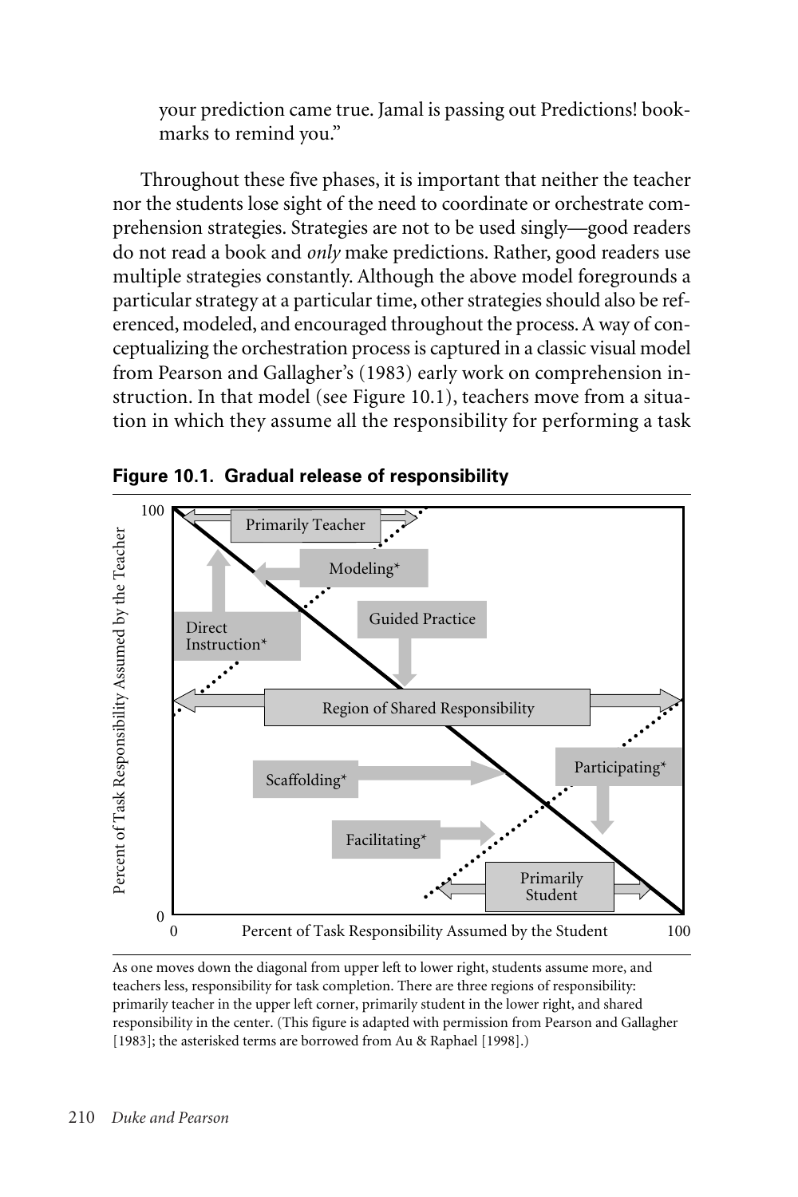your prediction came true. Jamal is passing out Predictions! bookmarks to remind you."

Throughout these five phases, it is important that neither the teacher nor the students lose sight of the need to coordinate or orchestrate comprehension strategies. Strategies are not to be used singly—good readers do not read a book and *only* make predictions. Rather, good readers use multiple strategies constantly. Although the above model foregrounds a particular strategy at a particular time, other strategies should also be referenced, modeled, and encouraged throughout the process. A way of conceptualizing the orchestration process is captured in a classic visual model from Pearson and Gallagher's (1983) early work on comprehension instruction. In that model (see Figure 10.1), teachers move from a situation in which they assume all the responsibility for performing a task

**Figure 10.1. Gradual release of responsibility**

As one moves down the diagonal from upper left to lower right, students assume more, and teachers less, responsibility for task completion. There are three regions of responsibility: primarily teacher in the upper left corner, primarily student in the lower right, and shared responsibility in the center. (This figure is adapted with permission from Pearson and Gallagher [1983]; the asterisked terms are borrowed from Au & Raphael [1998].)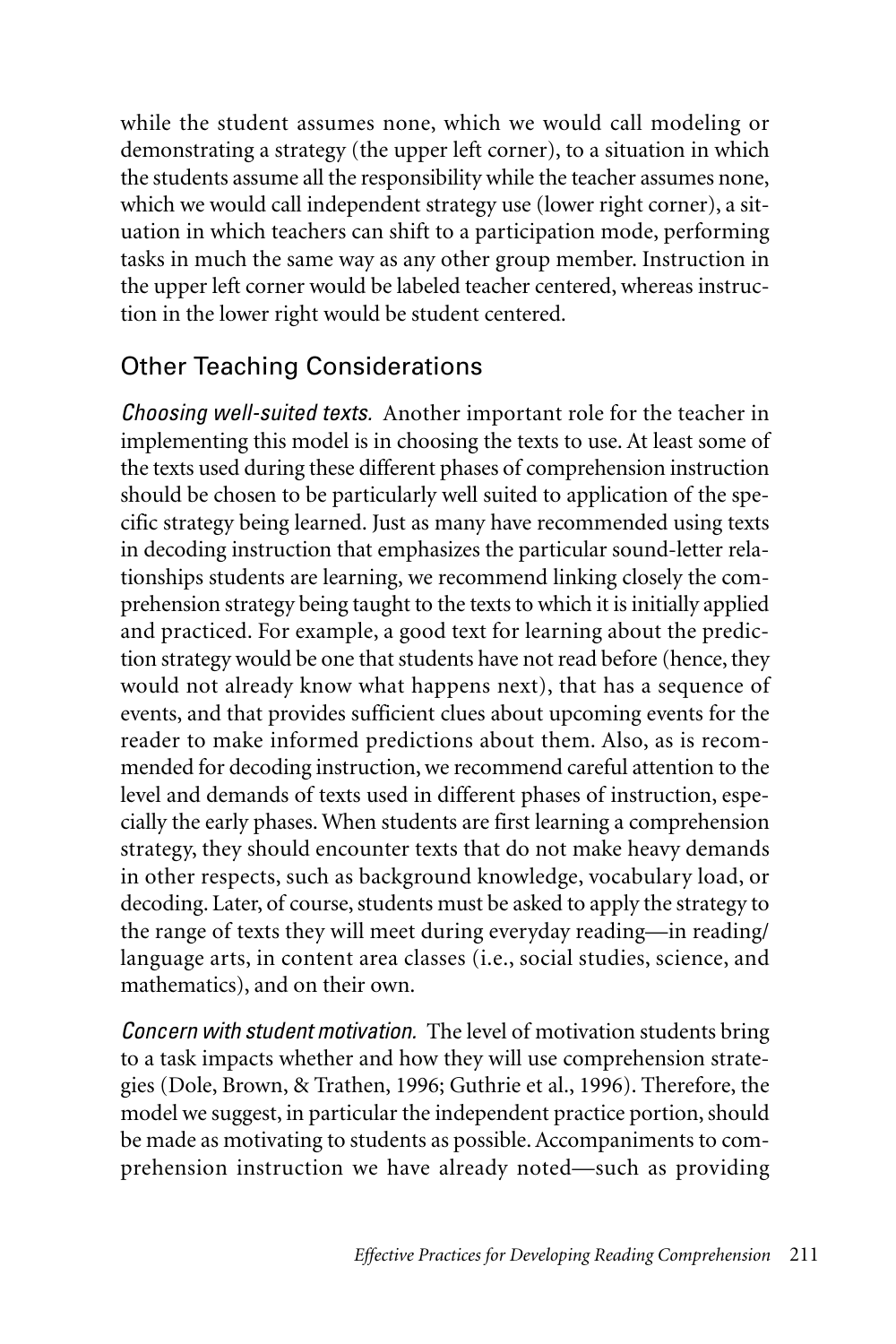while the student assumes none, which we would call modeling or demonstrating a strategy (the upper left corner), to a situation in which the students assume all the responsibility while the teacher assumes none, which we would call independent strategy use (lower right corner), a situation in which teachers can shift to a participation mode, performing tasks in much the same way as any other group member. Instruction in the upper left corner would be labeled teacher centered, whereas instruction in the lower right would be student centered.

## Other Teaching Considerations

*Choosing well-suited texts.* Another important role for the teacher in implementing this model is in choosing the texts to use. At least some of the texts used during these different phases of comprehension instruction should be chosen to be particularly well suited to application of the specific strategy being learned. Just as many have recommended using texts in decoding instruction that emphasizes the particular sound-letter relationships students are learning, we recommend linking closely the comprehension strategy being taught to the texts to which it is initially applied and practiced. For example, a good text for learning about the prediction strategy would be one that students have not read before (hence, they would not already know what happens next), that has a sequence of events, and that provides sufficient clues about upcoming events for the reader to make informed predictions about them. Also, as is recommended for decoding instruction, we recommend careful attention to the level and demands of texts used in different phases of instruction, especially the early phases. When students are first learning a comprehension strategy, they should encounter texts that do not make heavy demands in other respects, such as background knowledge, vocabulary load, or decoding. Later, of course, students must be asked to apply the strategy to the range of texts they will meet during everyday reading—in reading/language arts, in content area classes (i.e., social studies, science, and mathematics), and on their own.

*Concern with student motivation.* The level of motivation students bring to a task impacts whether and how they will use comprehension strategies (Dole, Brown, & Trathen, 1996; Guthrie et al., 1996). Therefore, the model we suggest, in particular the independent practice portion, should be made as motivating to students as possible. Accompaniments to comprehension instruction we have already noted—such as providing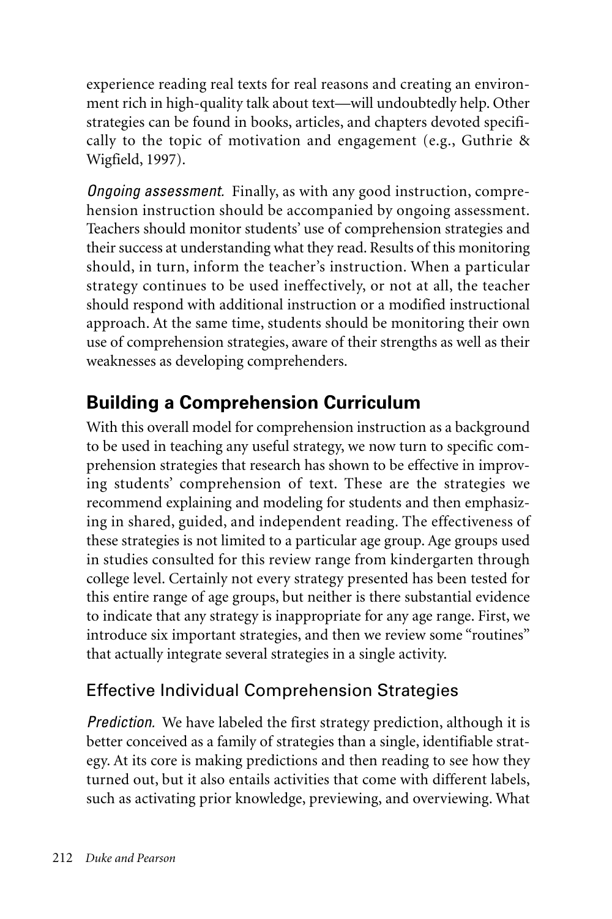experience reading real texts for real reasons and creating an environment rich in high-quality talk about text—will undoubtedly help. Other strategies can be found in books, articles, and chapters devoted specifically to the topic of motivation and engagement (e.g., Guthrie & Wigfield, 1997).

*Ongoing assessment.* Finally, as with any good instruction, comprehension instruction should be accompanied by ongoing assessment. Teachers should monitor students' use of comprehension strategies and their success at understanding what they read. Results of this monitoring should, in turn, inform the teacher's instruction. When a particular strategy continues to be used ineffectively, or not at all, the teacher should respond with additional instruction or a modified instructional approach. At the same time, students should be monitoring their own use of comprehension strategies, aware of their strengths as well as their weaknesses as developing comprehenders.

## Building a Comprehension Curriculum

With this overall model for comprehension instruction as a background to be used in teaching any useful strategy, we now turn to specific comprehension strategies that research has shown to be effective in improving students' comprehension of text. These are the strategies we recommend explaining and modeling for students and then emphasizing in shared, guided, and independent reading. The effectiveness of these strategies is not limited to a particular age group. Age groups used in studies consulted for this review range from kindergarten through college level. Certainly not every strategy presented has been tested for this entire range of age groups, but neither is there substantial evidence to indicate that any strategy is inappropriate for any age range. First, we introduce six important strategies, and then we review some "routines" that actually integrate several strategies in a single activity.

### Effective Individual Comprehension Strategies

*Prediction.* We have labeled the first strategy prediction, although it is better conceived as a family of strategies than a single, identifiable strategy. At its core is making predictions and then reading to see how they turned out, but it also entails activities that come with different labels, such as activating prior knowledge, previewing, and overviewing. What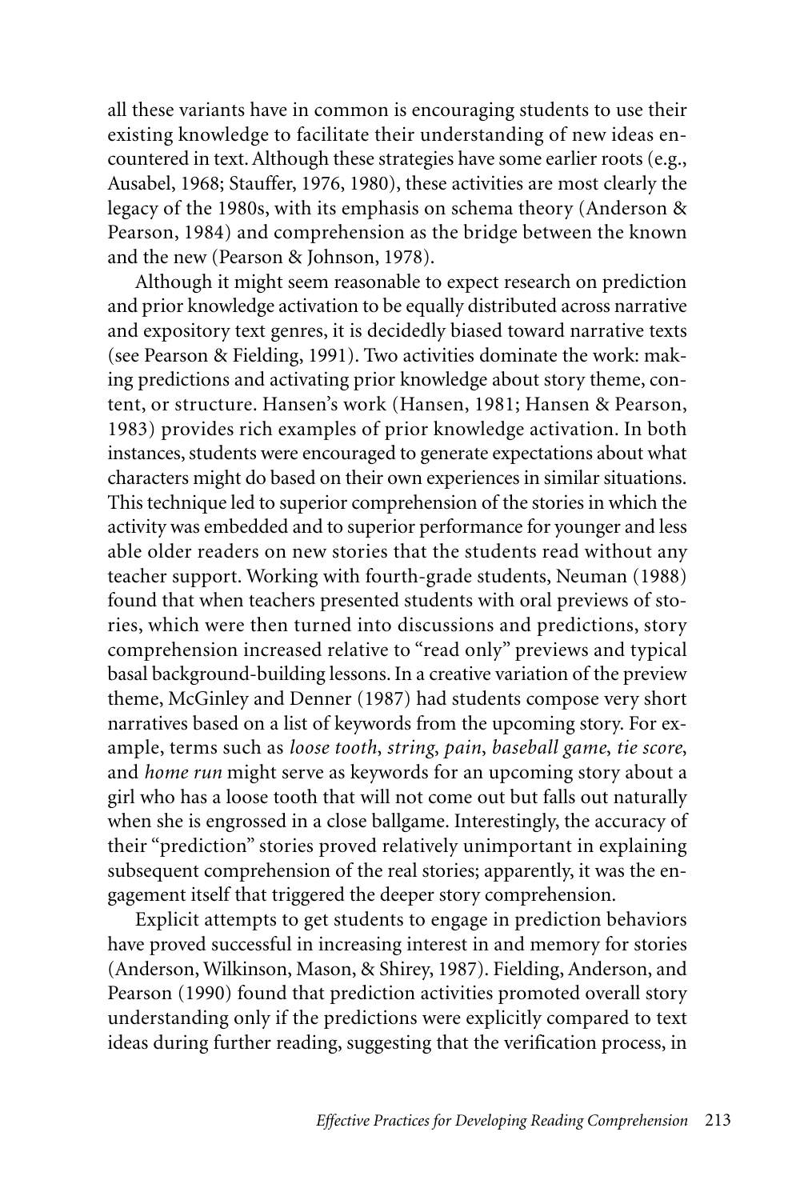all these variants have in common is encouraging students to use their existing knowledge to facilitate their understanding of new ideas encountered in text. Although these strategies have some earlier roots (e.g., Ausabel, 1968; Stauffer, 1976, 1980), these activities are most clearly the legacy of the 1980s, with its emphasis on schema theory (Anderson & Pearson, 1984) and comprehension as the bridge between the known and the new (Pearson & Johnson, 1978).

Although it might seem reasonable to expect research on prediction and prior knowledge activation to be equally distributed across narrative and expository text genres, it is decidedly biased toward narrative texts (see Pearson & Fielding, 1991). Two activities dominate the work: making predictions and activating prior knowledge about story theme, content, or structure. Hansen's work (Hansen, 1981; Hansen & Pearson, 1983) provides rich examples of prior knowledge activation. In both instances, students were encouraged to generate expectations about what characters might do based on their own experiences in similar situations. This technique led to superior comprehension of the stories in which the activity was embedded and to superior performance for younger and less able older readers on new stories that the students read without any teacher support. Working with fourth-grade students, Neuman (1988) found that when teachers presented students with oral previews of stories, which were then turned into discussions and predictions, story comprehension increased relative to "read only" previews and typical basal background-building lessons. In a creative variation of the preview theme, McGinley and Denner (1987) had students compose very short narratives based on a list of keywords from the upcoming story. For example, terms such as *loose tooth*, *string*, *pain*, *baseball game*, *tie score*, and *home run* might serve as keywords for an upcoming story about a girl who has a loose tooth that will not come out but falls out naturally when she is engrossed in a close ballgame. Interestingly, the accuracy of their "prediction" stories proved relatively unimportant in explaining subsequent comprehension of the real stories; apparently, it was the engagement itself that triggered the deeper story comprehension.

Explicit attempts to get students to engage in prediction behaviors have proved successful in increasing interest in and memory for stories (Anderson, Wilkinson, Mason, & Shirey, 1987). Fielding, Anderson, and Pearson (1990) found that prediction activities promoted overall story understanding only if the predictions were explicitly compared to text ideas during further reading, suggesting that the verification process, in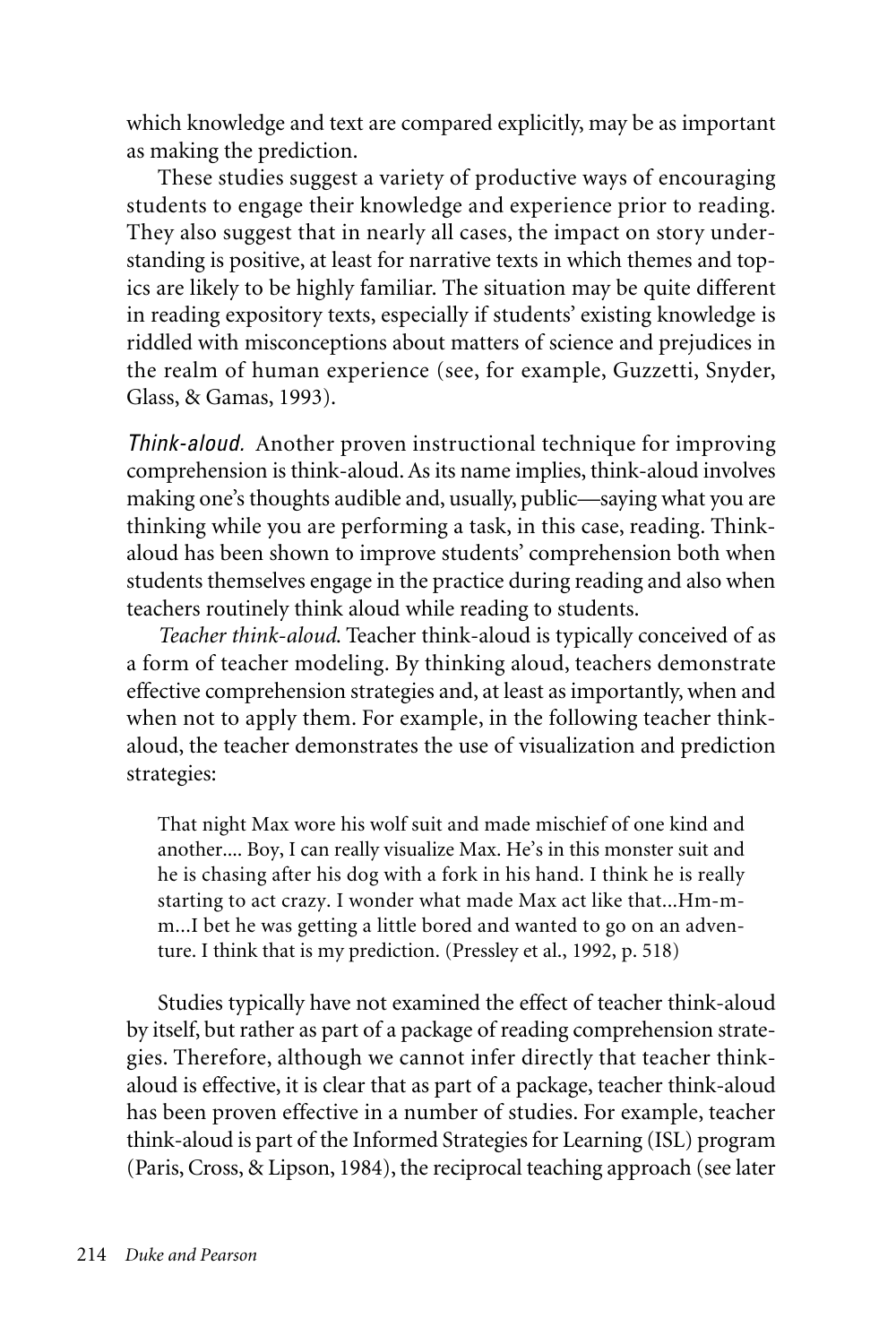which knowledge and text are compared explicitly, may be as important as making the prediction.

These studies suggest a variety of productive ways of encouraging students to engage their knowledge and experience prior to reading. They also suggest that in nearly all cases, the impact on story understanding is positive, at least for narrative texts in which themes and topics are likely to be highly familiar. The situation may be quite different in reading expository texts, especially if students' existing knowledge is riddled with misconceptions about matters of science and prejudices in the realm of human experience (see, for example, Guzzetti, Snyder, Glass, & Gamas, 1993).

*Think-aloud.* Another proven instructional technique for improving comprehension is think-aloud. As its name implies, think-aloud involves making one's thoughts audible and, usually, public—saying what you are thinking while you are performing a task, in this case, reading. Think-aloud has been shown to improve students' comprehension both when students themselves engage in the practice during reading and also when teachers routinely think aloud while reading to students.

*Teacher think-aloud.* Teacher think-aloud is typically conceived of as a form of teacher modeling. By thinking aloud, teachers demonstrate effective comprehension strategies and, at least as importantly, when and when not to apply them. For example, in the following teacher think-aloud, the teacher demonstrates the use of visualization and prediction strategies:

> That night Max wore his wolf suit and made mischief of one kind and another.... Boy, I can really visualize Max. He's in this monster suit and he is chasing after his dog with a fork in his hand. I think he is really starting to act crazy. I wonder what made Max act like that...Hm-m-m...I bet he was getting a little bored and wanted to go on an adventure. I think that is my prediction. (Pressley et al., 1992, p. 518)

Studies typically have not examined the effect of teacher think-aloud by itself, but rather as part of a package of reading comprehension strategies. Therefore, although we cannot infer directly that teacher think-aloud is effective, it is clear that as part of a package, teacher think-aloud has been proven effective in a number of studies. For example, teacher think-aloud is part of the Informed Strategies for Learning (ISL) program (Paris, Cross, & Lipson, 1984), the reciprocal teaching approach (see later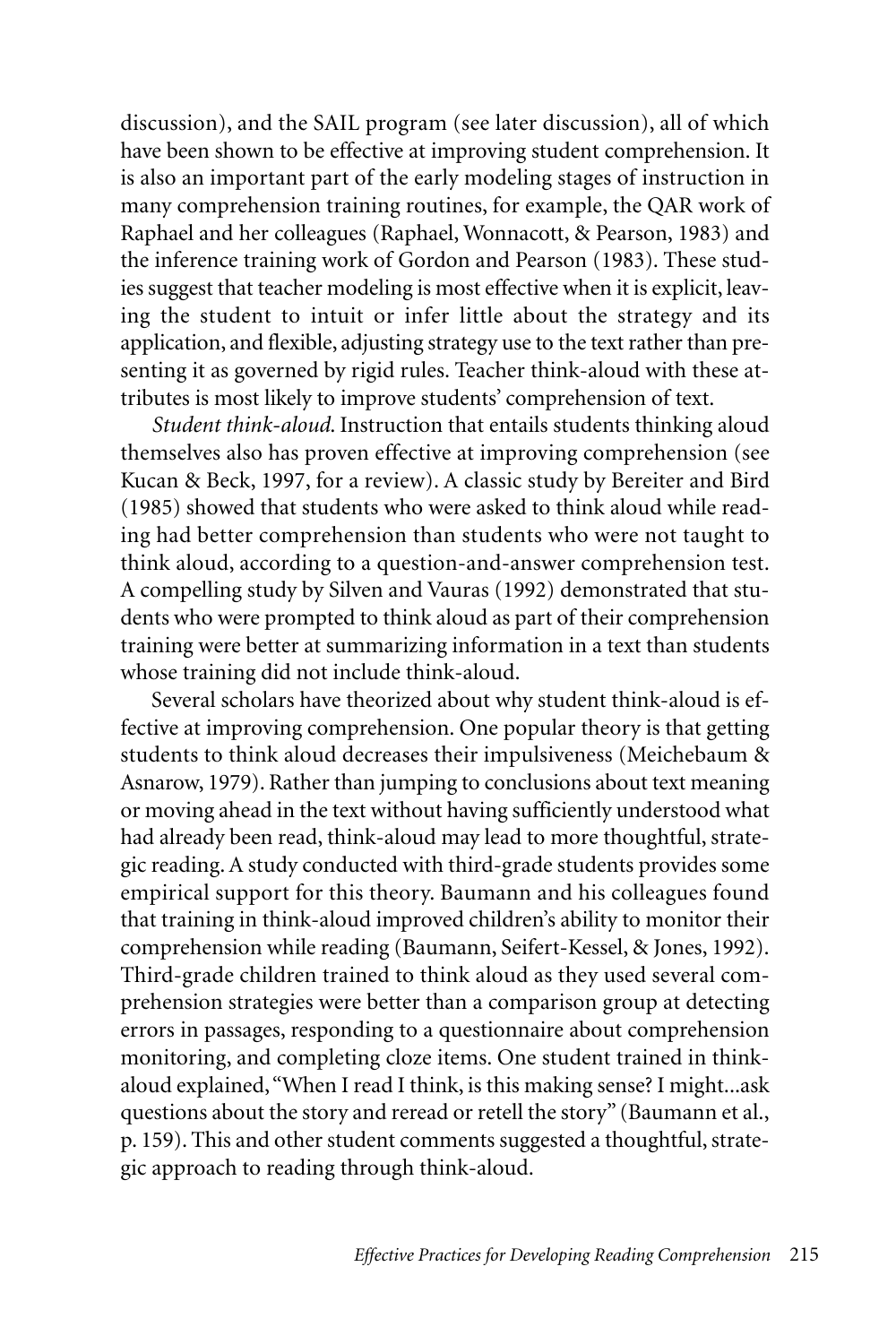discussion), and the SAIL program (see later discussion), all of which have been shown to be effective at improving student comprehension. It is also an important part of the early modeling stages of instruction in many comprehension training routines, for example, the QAR work of Raphael and her colleagues (Raphael, Wonnacott, & Pearson, 1983) and the inference training work of Gordon and Pearson (1983). These studies suggest that teacher modeling is most effective when it is explicit, leaving the student to intuit or infer little about the strategy and its application, and flexible, adjusting strategy use to the text rather than presenting it as governed by rigid rules. Teacher think-aloud with these attributes is most likely to improve students' comprehension of text.

*Student think-aloud.* Instruction that entails students thinking aloud themselves also has proven effective at improving comprehension (see Kucan & Beck, 1997, for a review). A classic study by Bereiter and Bird (1985) showed that students who were asked to think aloud while reading had better comprehension than students who were not taught to think aloud, according to a question-and-answer comprehension test. A compelling study by Silven and Vauras (1992) demonstrated that students who were prompted to think aloud as part of their comprehension training were better at summarizing information in a text than students whose training did not include think-aloud.

Several scholars have theorized about why student think-aloud is effective at improving comprehension. One popular theory is that getting students to think aloud decreases their impulsiveness (Meichebaum & Asnarow, 1979). Rather than jumping to conclusions about text meaning or moving ahead in the text without having sufficiently understood what had already been read, think-aloud may lead to more thoughtful, strategic reading. A study conducted with third-grade students provides some empirical support for this theory. Baumann and his colleagues found that training in think-aloud improved children's ability to monitor their comprehension while reading (Baumann, Seifert-Kessel, & Jones, 1992). Third-grade children trained to think aloud as they used several comprehension strategies were better than a comparison group at detecting errors in passages, responding to a questionnaire about comprehension monitoring, and completing cloze items. One student trained in think-aloud explained, "When I read I think, is this making sense? I might...ask questions about the story and reread or retell the story" (Baumann et al., p. 159). This and other student comments suggested a thoughtful, strategic approach to reading through think-aloud.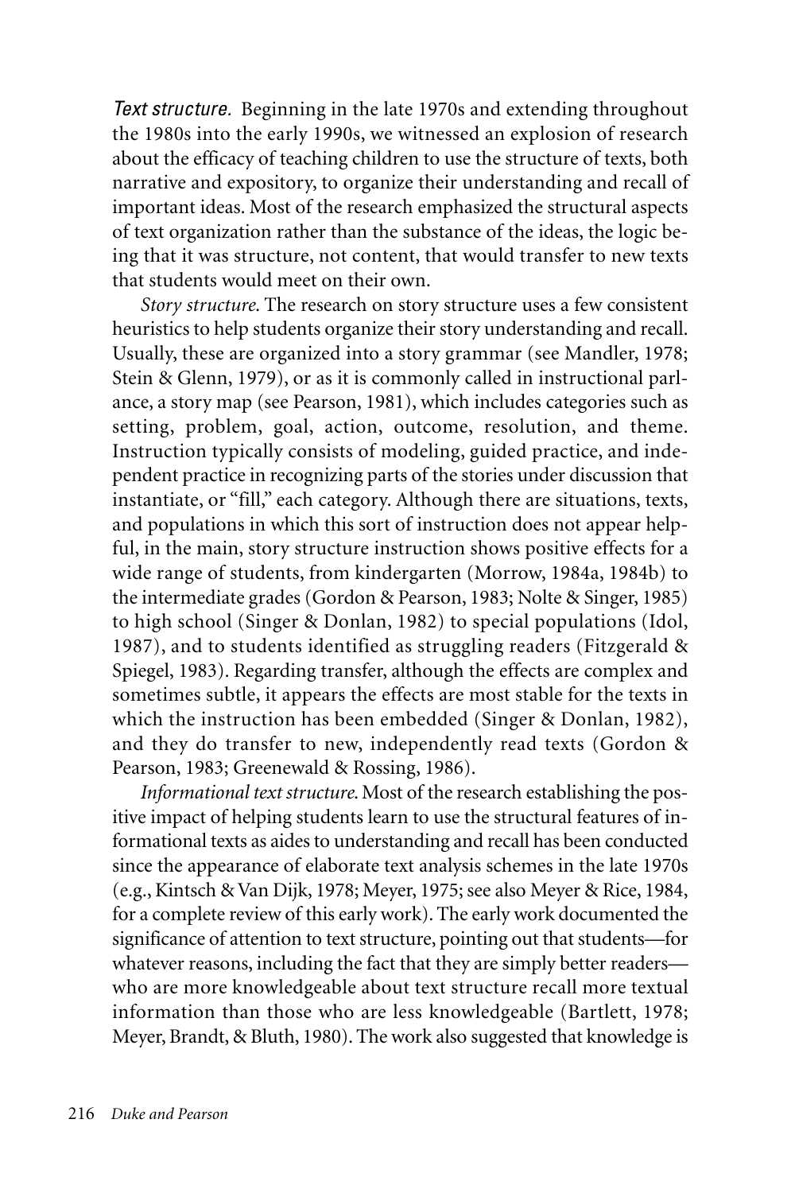*Text structure.* Beginning in the late 1970s and extending throughout the 1980s into the early 1990s, we witnessed an explosion of research about the efficacy of teaching children to use the structure of texts, both narrative and expository, to organize their understanding and recall of important ideas. Most of the research emphasized the structural aspects of text organization rather than the substance of the ideas, the logic being that it was structure, not content, that would transfer to new texts that students would meet on their own.

*Story structure.* The research on story structure uses a few consistent heuristics to help students organize their story understanding and recall. Usually, these are organized into a story grammar (see Mandler, 1978; Stein & Glenn, 1979), or as it is commonly called in instructional parlance, a story map (see Pearson, 1981), which includes categories such as setting, problem, goal, action, outcome, resolution, and theme. Instruction typically consists of modeling, guided practice, and independent practice in recognizing parts of the stories under discussion that instantiate, or "fill," each category. Although there are situations, texts, and populations in which this sort of instruction does not appear helpful, in the main, story structure instruction shows positive effects for a wide range of students, from kindergarten (Morrow, 1984a, 1984b) to the intermediate grades (Gordon & Pearson, 1983; Nolte & Singer, 1985) to high school (Singer & Donlan, 1982) to special populations (Idol, 1987), and to students identified as struggling readers (Fitzgerald & Spiegel, 1983). Regarding transfer, although the effects are complex and sometimes subtle, it appears the effects are most stable for the texts in which the instruction has been embedded (Singer & Donlan, 1982), and they do transfer to new, independently read texts (Gordon & Pearson, 1983; Greenewald & Rossing, 1986).

*Informational text structure.* Most of the research establishing the positive impact of helping students learn to use the structural features of informational texts as aides to understanding and recall has been conducted since the appearance of elaborate text analysis schemes in the late 1970s (e.g., Kintsch & Van Dijk, 1978; Meyer, 1975; see also Meyer & Rice, 1984, for a complete review of this early work). The early work documented the significance of attention to text structure, pointing out that students—for whatever reasons, including the fact that they are simply better readers—who are more knowledgeable about text structure recall more textual information than those who are less knowledgeable (Bartlett, 1978; Meyer, Brandt, & Bluth, 1980). The work also suggested that knowledge is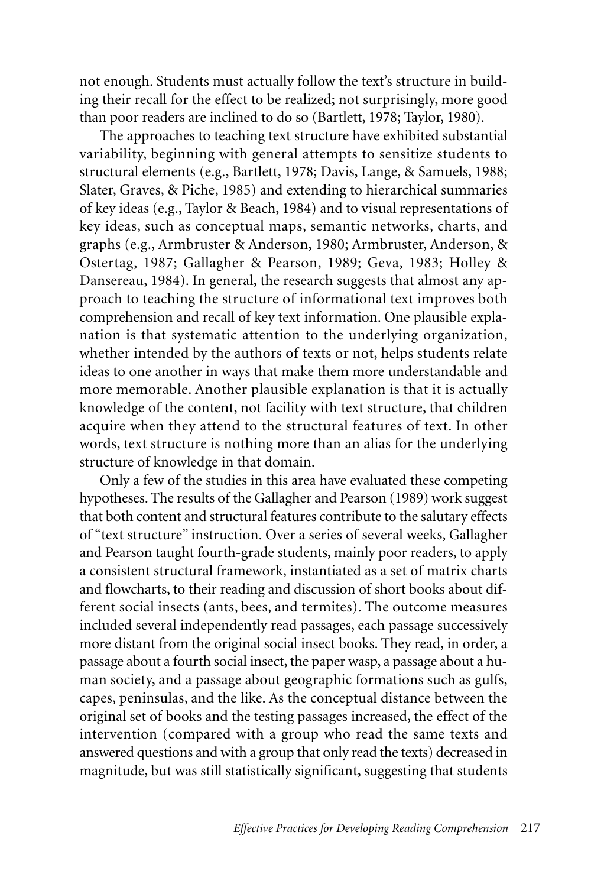not enough. Students must actually follow the text's structure in building their recall for the effect to be realized; not surprisingly, more good than poor readers are inclined to do so (Bartlett, 1978; Taylor, 1980).

The approaches to teaching text structure have exhibited substantial variability, beginning with general attempts to sensitize students to structural elements (e.g., Bartlett, 1978; Davis, Lange, & Samuels, 1988; Slater, Graves, & Piche, 1985) and extending to hierarchical summaries of key ideas (e.g., Taylor & Beach, 1984) and to visual representations of key ideas, such as conceptual maps, semantic networks, charts, and graphs (e.g., Armbruster & Anderson, 1980; Armbruster, Anderson, & Ostertag, 1987; Gallagher & Pearson, 1989; Geva, 1983; Holley & Dansereau, 1984). In general, the research suggests that almost any approach to teaching the structure of informational text improves both comprehension and recall of key text information. One plausible explanation is that systematic attention to the underlying organization, whether intended by the authors of texts or not, helps students relate ideas to one another in ways that make them more understandable and more memorable. Another plausible explanation is that it is actually knowledge of the content, not facility with text structure, that children acquire when they attend to the structural features of text. In other words, text structure is nothing more than an alias for the underlying structure of knowledge in that domain.

Only a few of the studies in this area have evaluated these competing hypotheses. The results of the Gallagher and Pearson (1989) work suggest that both content and structural features contribute to the salutary effects of "text structure" instruction. Over a series of several weeks, Gallagher and Pearson taught fourth-grade students, mainly poor readers, to apply a consistent structural framework, instantiated as a set of matrix charts and flowcharts, to their reading and discussion of short books about different social insects (ants, bees, and termites). The outcome measures included several independently read passages, each passage successively more distant from the original social insect books. They read, in order, a passage about a fourth social insect, the paper wasp, a passage about a human society, and a passage about geographic formations such as gulfs, capes, peninsulas, and the like. As the conceptual distance between the original set of books and the testing passages increased, the effect of the intervention (compared with a group who read the same texts and answered questions and with a group that only read the texts) decreased in magnitude, but was still statistically significant, suggesting that students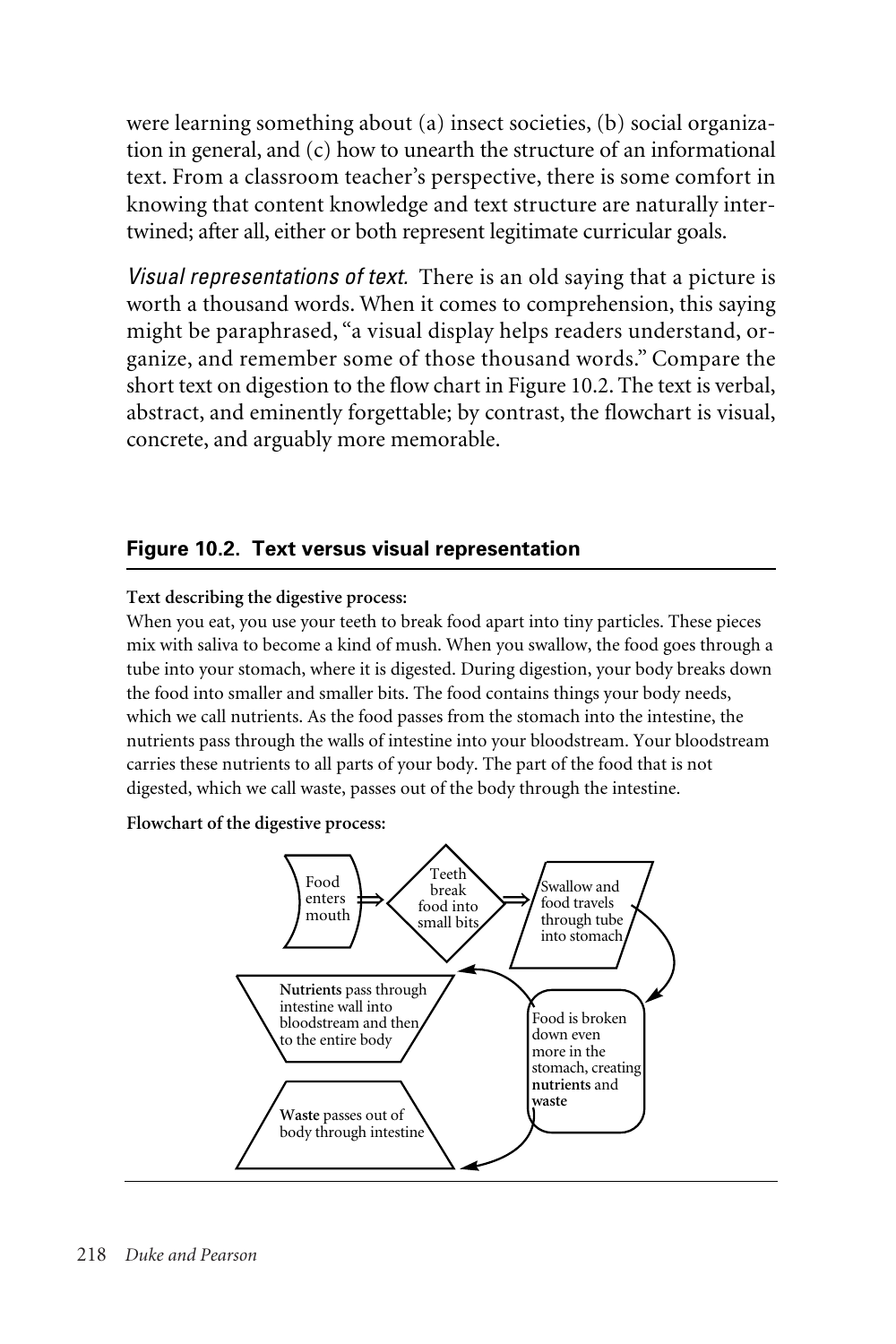were learning something about (a) insect societies, (b) social organization in general, and (c) how to unearth the structure of an informational text. From a classroom teacher's perspective, there is some comfort in knowing that content knowledge and text structure are naturally intertwined; after all, either or both represent legitimate curricular goals.

*Visual representations of text.* There is an old saying that a picture is worth a thousand words. When it comes to comprehension, this saying might be paraphrased, "a visual display helps readers understand, organize, and remember some of those thousand words." Compare the short text on digestion to the flow chart in Figure 10.2. The text is verbal, abstract, and eminently forgettable; by contrast, the flowchart is visual, concrete, and arguably more memorable.

**Figure 10.2. Text versus visual representation**

**Text describing the digestive process:**

When you eat, you use your teeth to break food apart into tiny particles. These pieces mix with saliva to become a kind of mush. When you swallow, the food goes through a tube into your stomach, where it is digested. During digestion, your body breaks down the food into smaller and smaller bits. The food contains things your body needs, which we call nutrients. As the food passes from the stomach into the intestine, the nutrients pass through the walls of intestine into your bloodstream. Your bloodstream carries these nutrients to all parts of your body. The part of the food that is not digested, which we call waste, passes out of the body through the intestine.

**Flowchart of the digestive process:**

Food enters mouth ⇒ Teeth break food into small bits ⇒ Swallow and food travels through tube into stomach → Food is broken down even more in the stomach, creating **nutrients** and **waste** → **Nutrients** pass through intestine wall into bloodstream and then to the entire body; → **Waste** passes out of body through intestine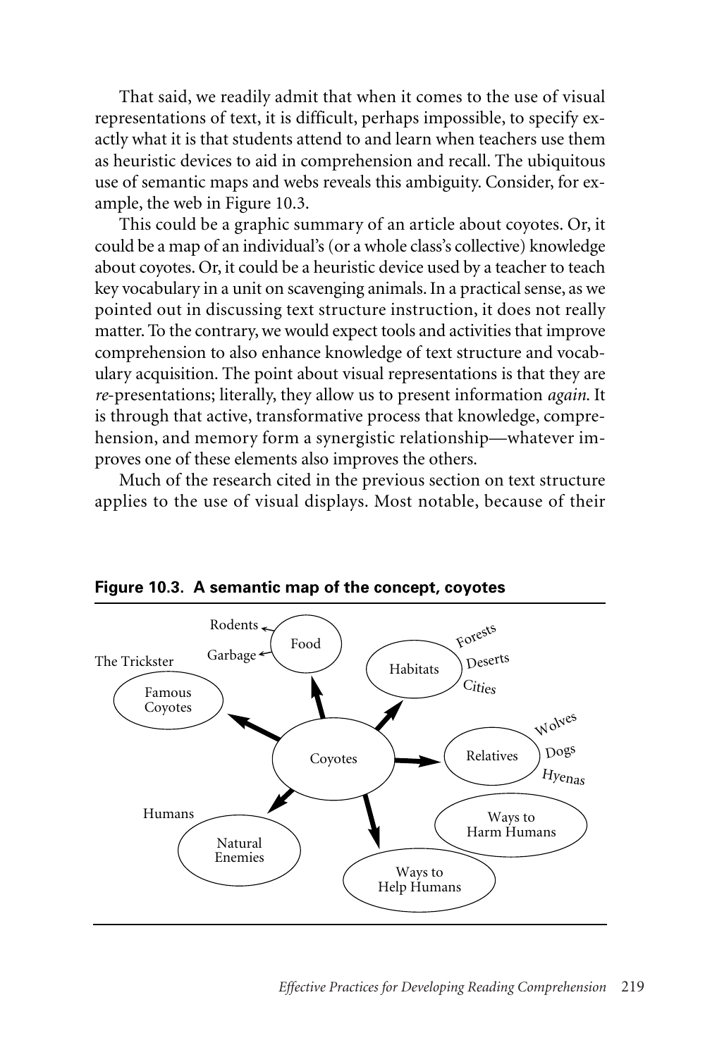That said, we readily admit that when it comes to the use of visual representations of text, it is difficult, perhaps impossible, to specify exactly what it is that students attend to and learn when teachers use them as heuristic devices to aid in comprehension and recall. The ubiquitous use of semantic maps and webs reveals this ambiguity. Consider, for example, the web in Figure 10.3.

This could be a graphic summary of an article about coyotes. Or, it could be a map of an individual's (or a whole class's collective) knowledge about coyotes. Or, it could be a heuristic device used by a teacher to teach key vocabulary in a unit on scavenging animals. In a practical sense, as we pointed out in discussing text structure instruction, it does not really matter. To the contrary, we would expect tools and activities that improve comprehension to also enhance knowledge of text structure and vocabulary acquisition. The point about visual representations is that they are *re*-presentations; literally, they allow us to present information *again*. It is through that active, transformative process that knowledge, comprehension, and memory form a synergistic relationship—whatever improves one of these elements also improves the others.

Much of the research cited in the previous section on text structure applies to the use of visual displays. Most notable, because of their

**Figure 10.3. A semantic map of the concept, coyotes**

- Coyotes
  - Food
    - Rodents
    - Garbage
  - Habitats
    - Forests
    - Deserts
    - Cities
  - Relatives
    - Wolves
    - Dogs
    - Hyenas
  - Ways to Harm Humans
  - Ways to Help Humans
  - Natural Enemies
    - Humans
  - Famous Coyotes
    - The Trickster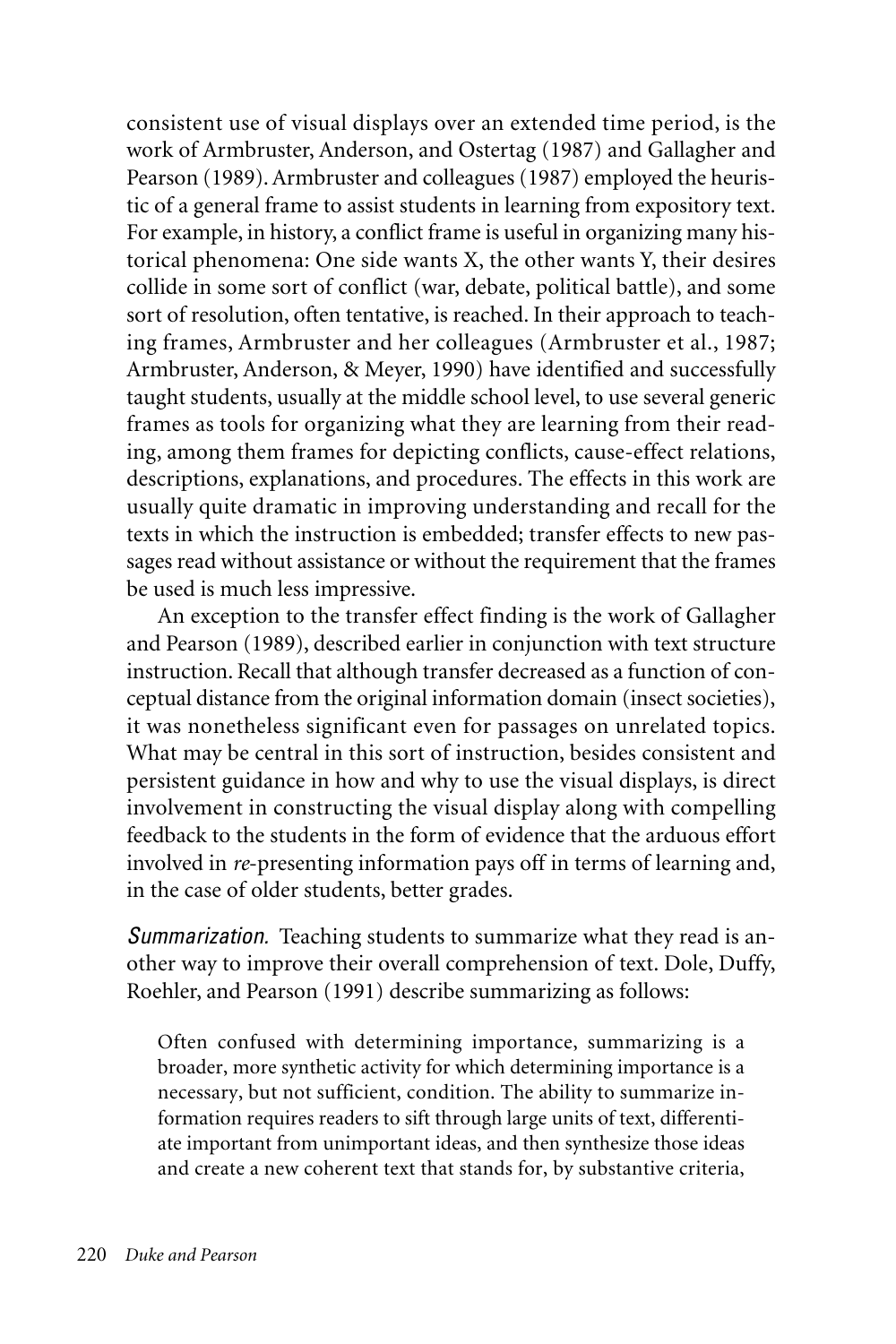consistent use of visual displays over an extended time period, is the work of Armbruster, Anderson, and Ostertag (1987) and Gallagher and Pearson (1989). Armbruster and colleagues (1987) employed the heuristic of a general frame to assist students in learning from expository text. For example, in history, a conflict frame is useful in organizing many historical phenomena: One side wants X, the other wants Y, their desires collide in some sort of conflict (war, debate, political battle), and some sort of resolution, often tentative, is reached. In their approach to teaching frames, Armbruster and her colleagues (Armbruster et al., 1987; Armbruster, Anderson, & Meyer, 1990) have identified and successfully taught students, usually at the middle school level, to use several generic frames as tools for organizing what they are learning from their reading, among them frames for depicting conflicts, cause-effect relations, descriptions, explanations, and procedures. The effects in this work are usually quite dramatic in improving understanding and recall for the texts in which the instruction is embedded; transfer effects to new passages read without assistance or without the requirement that the frames be used is much less impressive.

An exception to the transfer effect finding is the work of Gallagher and Pearson (1989), described earlier in conjunction with text structure instruction. Recall that although transfer decreased as a function of conceptual distance from the original information domain (insect societies), it was nonetheless significant even for passages on unrelated topics. What may be central in this sort of instruction, besides consistent and persistent guidance in how and why to use the visual displays, is direct involvement in constructing the visual display along with compelling feedback to the students in the form of evidence that the arduous effort involved in *re*-presenting information pays off in terms of learning and, in the case of older students, better grades.

*Summarization.* Teaching students to summarize what they read is another way to improve their overall comprehension of text. Dole, Duffy, Roehler, and Pearson (1991) describe summarizing as follows:

> Often confused with determining importance, summarizing is a broader, more synthetic activity for which determining importance is a necessary, but not sufficient, condition. The ability to summarize information requires readers to sift through large units of text, differentiate important from unimportant ideas, and then synthesize those ideas and create a new coherent text that stands for, by substantive criteria,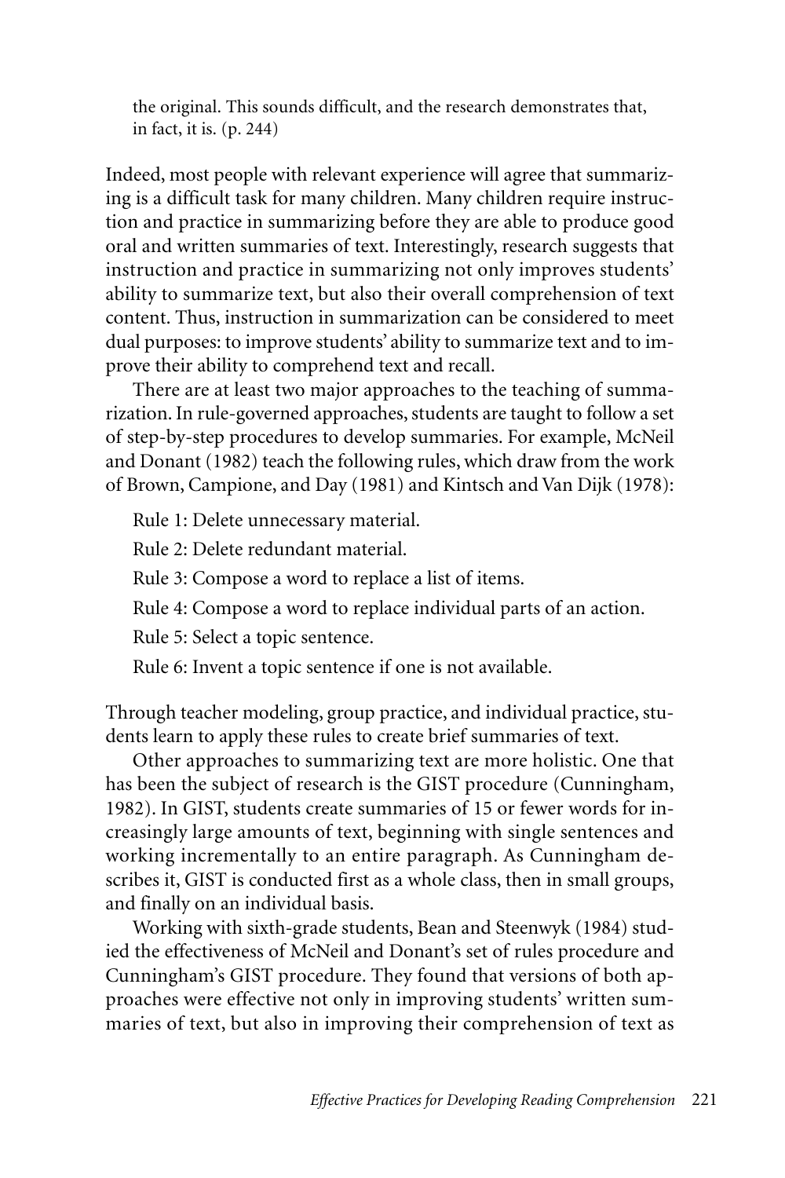> the original. This sounds difficult, and the research demonstrates that, in fact, it is. (p. 244)

Indeed, most people with relevant experience will agree that summarizing is a difficult task for many children. Many children require instruction and practice in summarizing before they are able to produce good oral and written summaries of text. Interestingly, research suggests that instruction and practice in summarizing not only improves students' ability to summarize text, but also their overall comprehension of text content. Thus, instruction in summarization can be considered to meet dual purposes: to improve students' ability to summarize text and to improve their ability to comprehend text and recall.

There are at least two major approaches to the teaching of summarization. In rule-governed approaches, students are taught to follow a set of step-by-step procedures to develop summaries. For example, McNeil and Donant (1982) teach the following rules, which draw from the work of Brown, Campione, and Day (1981) and Kintsch and Van Dijk (1978):

Rule 1: Delete unnecessary material.

Rule 2: Delete redundant material.

Rule 3: Compose a word to replace a list of items.

Rule 4: Compose a word to replace individual parts of an action.

Rule 5: Select a topic sentence.

Rule 6: Invent a topic sentence if one is not available.

Through teacher modeling, group practice, and individual practice, students learn to apply these rules to create brief summaries of text.

Other approaches to summarizing text are more holistic. One that has been the subject of research is the GIST procedure (Cunningham, 1982). In GIST, students create summaries of 15 or fewer words for increasingly large amounts of text, beginning with single sentences and working incrementally to an entire paragraph. As Cunningham describes it, GIST is conducted first as a whole class, then in small groups, and finally on an individual basis.

Working with sixth-grade students, Bean and Steenwyk (1984) studied the effectiveness of McNeil and Donant's set of rules procedure and Cunningham's GIST procedure. They found that versions of both approaches were effective not only in improving students' written summaries of text, but also in improving their comprehension of text as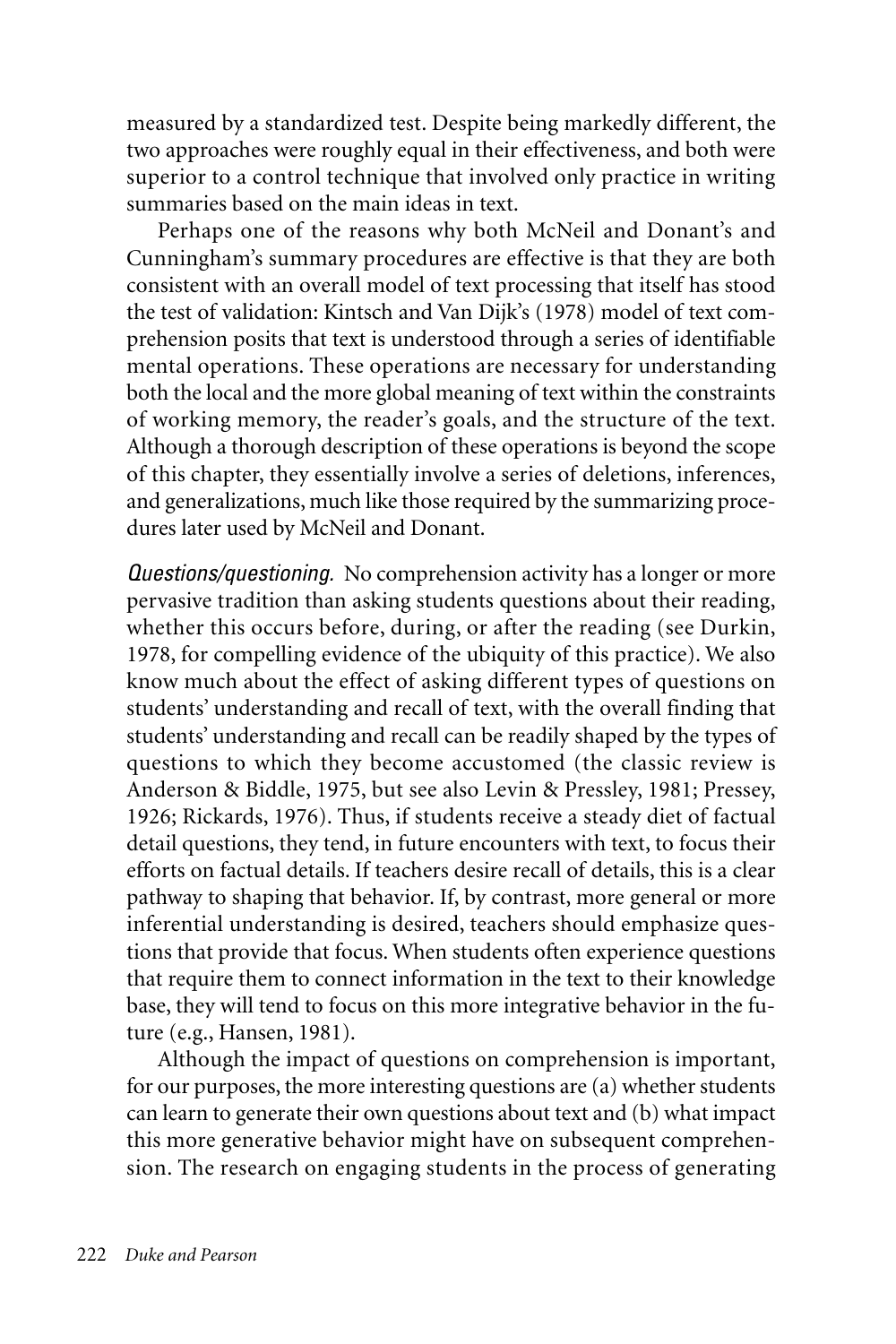measured by a standardized test. Despite being markedly different, the two approaches were roughly equal in their effectiveness, and both were superior to a control technique that involved only practice in writing summaries based on the main ideas in text.

Perhaps one of the reasons why both McNeil and Donant's and Cunningham's summary procedures are effective is that they are both consistent with an overall model of text processing that itself has stood the test of validation: Kintsch and Van Dijk's (1978) model of text comprehension posits that text is understood through a series of identifiable mental operations. These operations are necessary for understanding both the local and the more global meaning of text within the constraints of working memory, the reader's goals, and the structure of the text. Although a thorough description of these operations is beyond the scope of this chapter, they essentially involve a series of deletions, inferences, and generalizations, much like those required by the summarizing procedures later used by McNeil and Donant.

*Questions/questioning.* No comprehension activity has a longer or more pervasive tradition than asking students questions about their reading, whether this occurs before, during, or after the reading (see Durkin, 1978, for compelling evidence of the ubiquity of this practice). We also know much about the effect of asking different types of questions on students' understanding and recall of text, with the overall finding that students' understanding and recall can be readily shaped by the types of questions to which they become accustomed (the classic review is Anderson & Biddle, 1975, but see also Levin & Pressley, 1981; Pressey, 1926; Rickards, 1976). Thus, if students receive a steady diet of factual detail questions, they tend, in future encounters with text, to focus their efforts on factual details. If teachers desire recall of details, this is a clear pathway to shaping that behavior. If, by contrast, more general or more inferential understanding is desired, teachers should emphasize questions that provide that focus. When students often experience questions that require them to connect information in the text to their knowledge base, they will tend to focus on this more integrative behavior in the future (e.g., Hansen, 1981).

Although the impact of questions on comprehension is important, for our purposes, the more interesting questions are (a) whether students can learn to generate their own questions about text and (b) what impact this more generative behavior might have on subsequent comprehension. The research on engaging students in the process of generating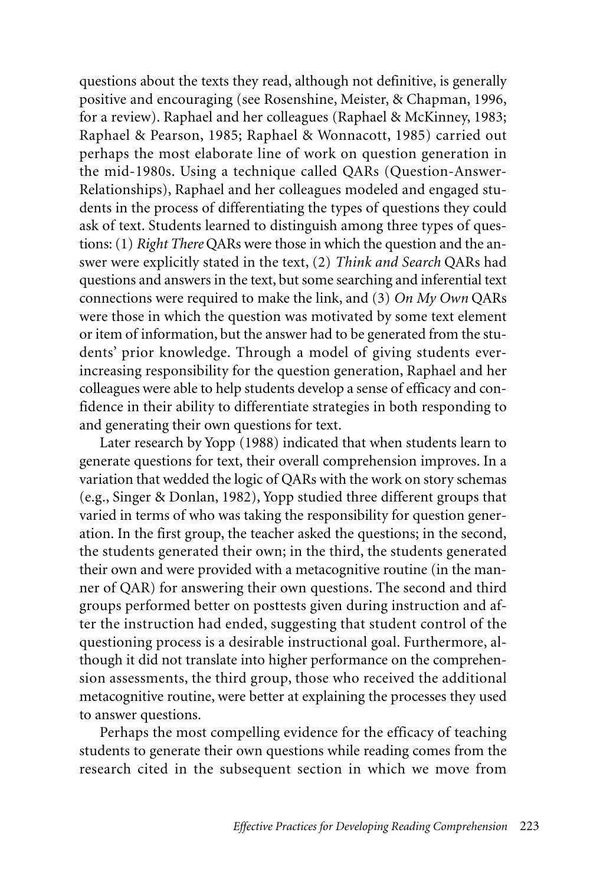questions about the texts they read, although not definitive, is generally positive and encouraging (see Rosenshine, Meister, & Chapman, 1996, for a review). Raphael and her colleagues (Raphael & McKinney, 1983; Raphael & Pearson, 1985; Raphael & Wonnacott, 1985) carried out perhaps the most elaborate line of work on question generation in the mid-1980s. Using a technique called QARs (Question-Answer-Relationships), Raphael and her colleagues modeled and engaged students in the process of differentiating the types of questions they could ask of text. Students learned to distinguish among three types of questions: (1) *Right There* QARs were those in which the question and the answer were explicitly stated in the text, (2) *Think and Search* QARs had questions and answers in the text, but some searching and inferential text connections were required to make the link, and (3) *On My Own* QARs were those in which the question was motivated by some text element or item of information, but the answer had to be generated from the students' prior knowledge. Through a model of giving students ever-increasing responsibility for the question generation, Raphael and her colleagues were able to help students develop a sense of efficacy and confidence in their ability to differentiate strategies in both responding to and generating their own questions for text.

Later research by Yopp (1988) indicated that when students learn to generate questions for text, their overall comprehension improves. In a variation that wedded the logic of QARs with the work on story schemas (e.g., Singer & Donlan, 1982), Yopp studied three different groups that varied in terms of who was taking the responsibility for question generation. In the first group, the teacher asked the questions; in the second, the students generated their own; in the third, the students generated their own and were provided with a metacognitive routine (in the manner of QAR) for answering their own questions. The second and third groups performed better on posttests given during instruction and after the instruction had ended, suggesting that student control of the questioning process is a desirable instructional goal. Furthermore, although it did not translate into higher performance on the comprehension assessments, the third group, those who received the additional metacognitive routine, were better at explaining the processes they used to answer questions.

Perhaps the most compelling evidence for the efficacy of teaching students to generate their own questions while reading comes from the research cited in the subsequent section in which we move from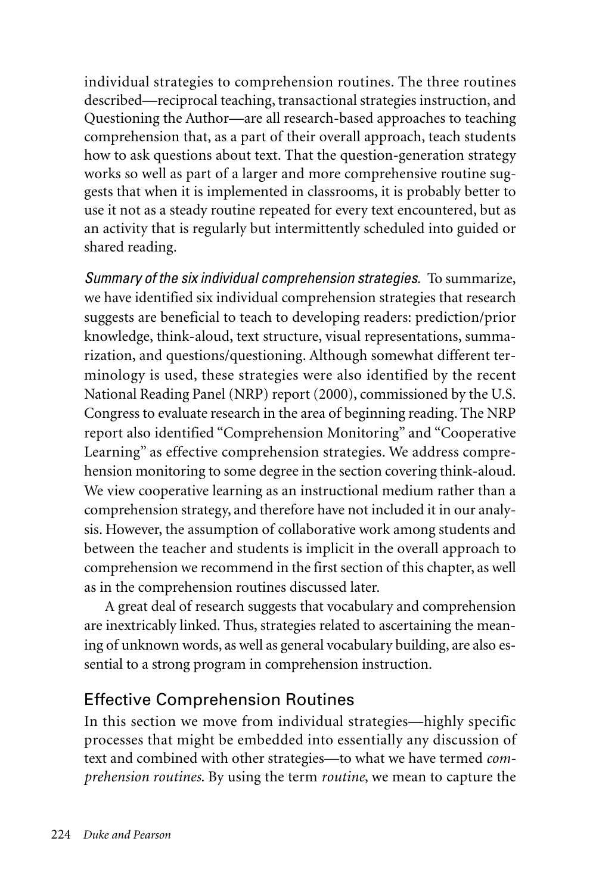individual strategies to comprehension routines. The three routines described—reciprocal teaching, transactional strategies instruction, and Questioning the Author—are all research-based approaches to teaching comprehension that, as a part of their overall approach, teach students how to ask questions about text. That the question-generation strategy works so well as part of a larger and more comprehensive routine suggests that when it is implemented in classrooms, it is probably better to use it not as a steady routine repeated for every text encountered, but as an activity that is regularly but intermittently scheduled into guided or shared reading.

*Summary of the six individual comprehension strategies.* To summarize, we have identified six individual comprehension strategies that research suggests are beneficial to teach to developing readers: prediction/prior knowledge, think-aloud, text structure, visual representations, summarization, and questions/questioning. Although somewhat different terminology is used, these strategies were also identified by the recent National Reading Panel (NRP) report (2000), commissioned by the U.S. Congress to evaluate research in the area of beginning reading. The NRP report also identified "Comprehension Monitoring" and "Cooperative Learning" as effective comprehension strategies. We address comprehension monitoring to some degree in the section covering think-aloud. We view cooperative learning as an instructional medium rather than a comprehension strategy, and therefore have not included it in our analysis. However, the assumption of collaborative work among students and between the teacher and students is implicit in the overall approach to comprehension we recommend in the first section of this chapter, as well as in the comprehension routines discussed later.

A great deal of research suggests that vocabulary and comprehension are inextricably linked. Thus, strategies related to ascertaining the meaning of unknown words, as well as general vocabulary building, are also essential to a strong program in comprehension instruction.

## Effective Comprehension Routines

In this section we move from individual strategies—highly specific processes that might be embedded into essentially any discussion of text and combined with other strategies—to what we have termed *comprehension routines*. By using the term *routine*, we mean to capture the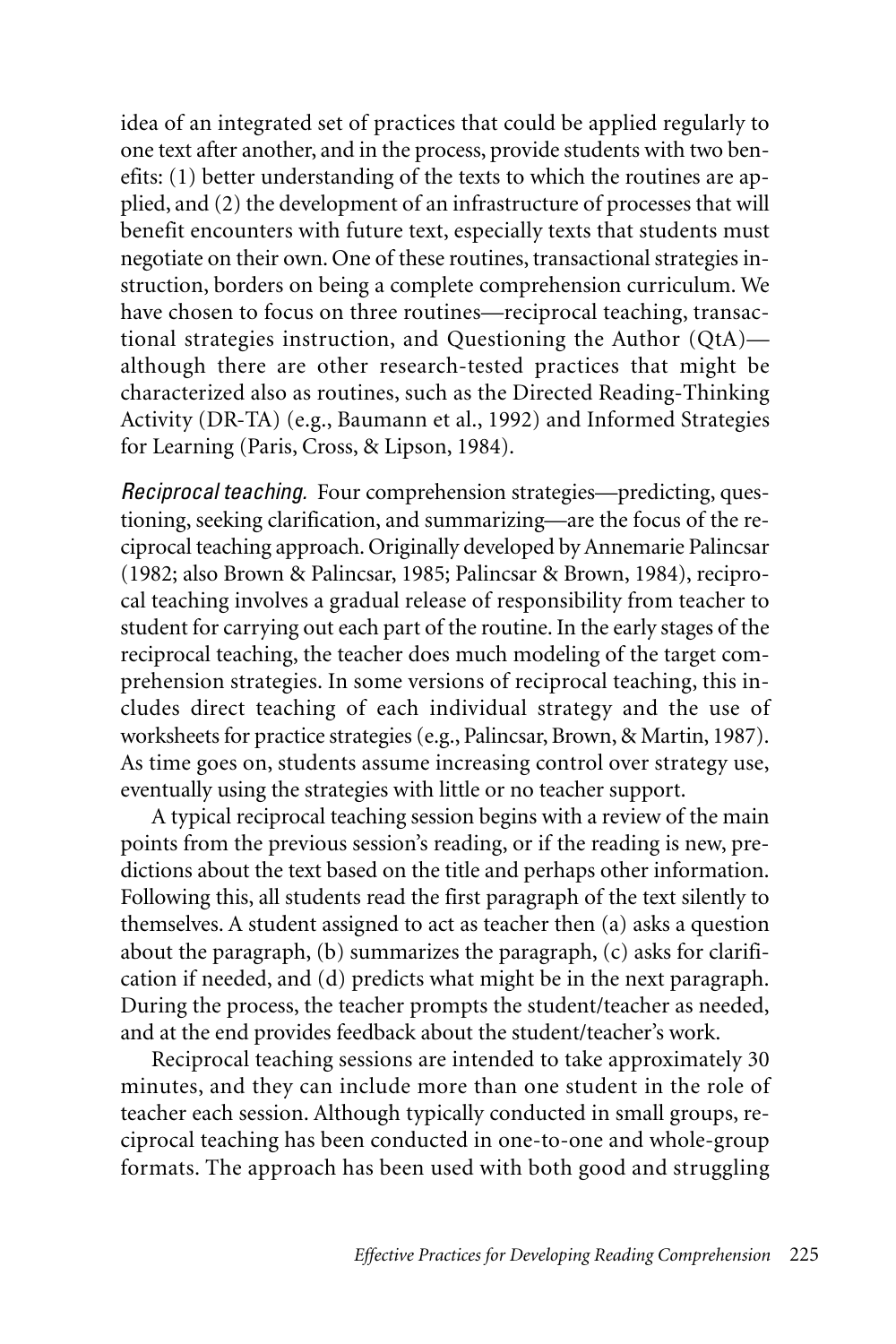idea of an integrated set of practices that could be applied regularly to one text after another, and in the process, provide students with two benefits: (1) better understanding of the texts to which the routines are applied, and (2) the development of an infrastructure of processes that will benefit encounters with future text, especially texts that students must negotiate on their own. One of these routines, transactional strategies instruction, borders on being a complete comprehension curriculum. We have chosen to focus on three routines—reciprocal teaching, transactional strategies instruction, and Questioning the Author (QtA)—although there are other research-tested practices that might be characterized also as routines, such as the Directed Reading-Thinking Activity (DR-TA) (e.g., Baumann et al., 1992) and Informed Strategies for Learning (Paris, Cross, & Lipson, 1984).

*Reciprocal teaching.* Four comprehension strategies—predicting, questioning, seeking clarification, and summarizing—are the focus of the reciprocal teaching approach. Originally developed by Annemarie Palincsar (1982; also Brown & Palincsar, 1985; Palincsar & Brown, 1984), reciprocal teaching involves a gradual release of responsibility from teacher to student for carrying out each part of the routine. In the early stages of the reciprocal teaching, the teacher does much modeling of the target comprehension strategies. In some versions of reciprocal teaching, this includes direct teaching of each individual strategy and the use of worksheets for practice strategies (e.g., Palincsar, Brown, & Martin, 1987). As time goes on, students assume increasing control over strategy use, eventually using the strategies with little or no teacher support.

A typical reciprocal teaching session begins with a review of the main points from the previous session's reading, or if the reading is new, predictions about the text based on the title and perhaps other information. Following this, all students read the first paragraph of the text silently to themselves. A student assigned to act as teacher then (a) asks a question about the paragraph, (b) summarizes the paragraph, (c) asks for clarification if needed, and (d) predicts what might be in the next paragraph. During the process, the teacher prompts the student/teacher as needed, and at the end provides feedback about the student/teacher's work.

Reciprocal teaching sessions are intended to take approximately 30 minutes, and they can include more than one student in the role of teacher each session. Although typically conducted in small groups, reciprocal teaching has been conducted in one-to-one and whole-group formats. The approach has been used with both good and struggling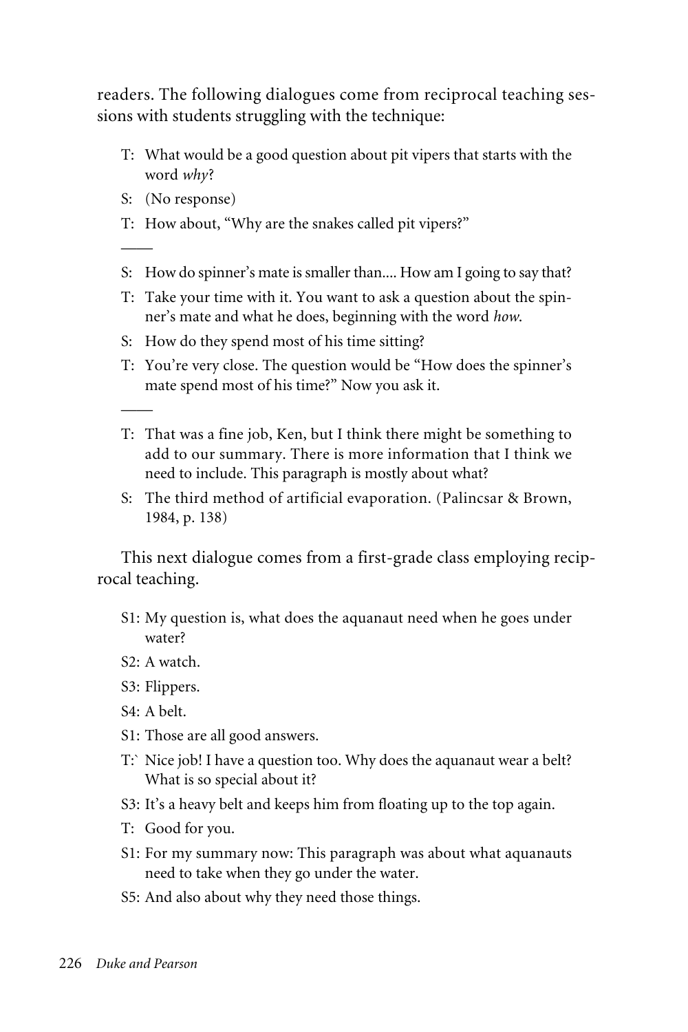readers. The following dialogues come from reciprocal teaching sessions with students struggling with the technique:

T: What would be a good question about pit vipers that starts with the word *why*?

S: (No response)

T: How about, "Why are the snakes called pit vipers?"

——

S: How do spinner's mate is smaller than.... How am I going to say that?

T: Take your time with it. You want to ask a question about the spinner's mate and what he does, beginning with the word *how*.

S: How do they spend most of his time sitting?

T: You're very close. The question would be "How does the spinner's mate spend most of his time?" Now you ask it.

——

T: That was a fine job, Ken, but I think there might be something to add to our summary. There is more information that I think we need to include. This paragraph is mostly about what?

S: The third method of artificial evaporation. (Palincsar & Brown, 1984, p. 138)

This next dialogue comes from a first-grade class employing reciprocal teaching.

S1: My question is, what does the aquanaut need when he goes under water?

S2: A watch.

S3: Flippers.

S4: A belt.

S1: Those are all good answers.

T:` Nice job! I have a question too. Why does the aquanaut wear a belt? What is so special about it?

S3: It's a heavy belt and keeps him from floating up to the top again.

T: Good for you.

S1: For my summary now: This paragraph was about what aquanauts need to take when they go under the water.

S5: And also about why they need those things.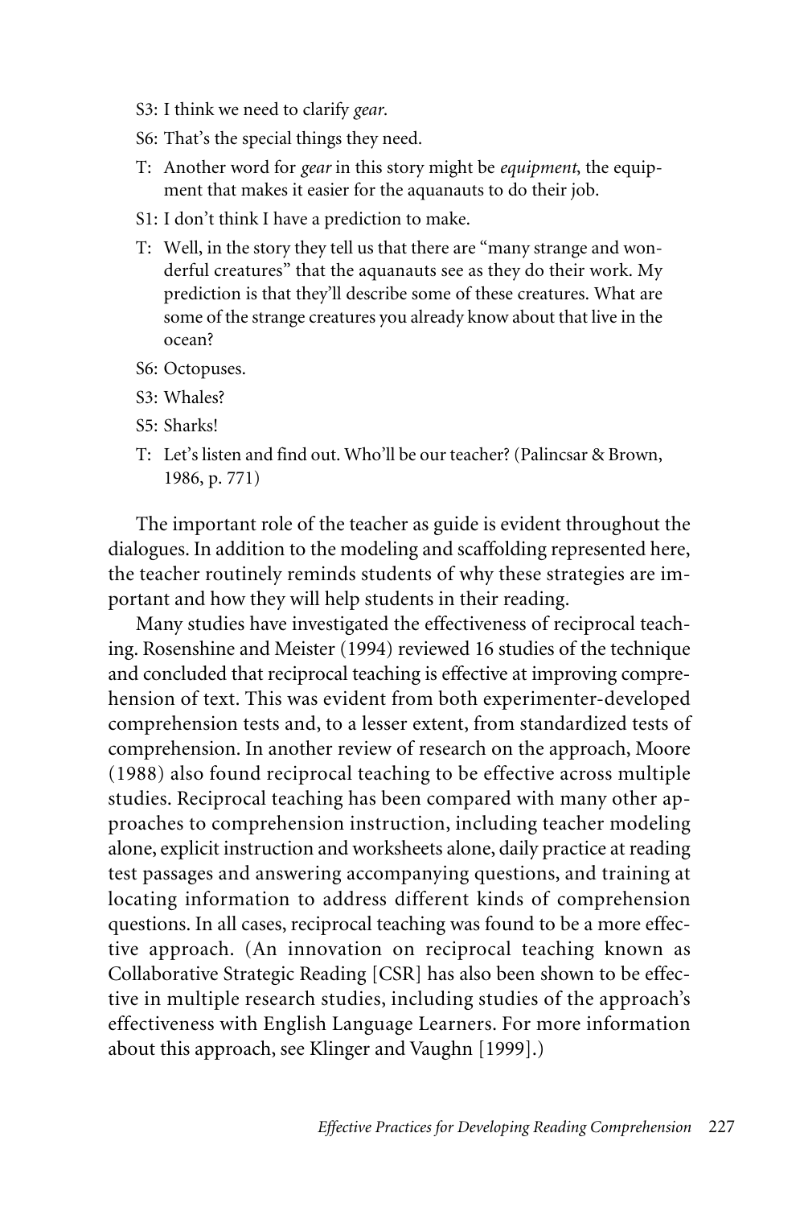S3: I think we need to clarify *gear*.

S6: That's the special things they need.

T: Another word for *gear* in this story might be *equipment*, the equipment that makes it easier for the aquanauts to do their job.

S1: I don't think I have a prediction to make.

T: Well, in the story they tell us that there are "many strange and wonderful creatures" that the aquanauts see as they do their work. My prediction is that they'll describe some of these creatures. What are some of the strange creatures you already know about that live in the ocean?

S6: Octopuses.

S3: Whales?

S5: Sharks!

T: Let's listen and find out. Who'll be our teacher? (Palincsar & Brown, 1986, p. 771)

The important role of the teacher as guide is evident throughout the dialogues. In addition to the modeling and scaffolding represented here, the teacher routinely reminds students of why these strategies are important and how they will help students in their reading.

Many studies have investigated the effectiveness of reciprocal teaching. Rosenshine and Meister (1994) reviewed 16 studies of the technique and concluded that reciprocal teaching is effective at improving comprehension of text. This was evident from both experimenter-developed comprehension tests and, to a lesser extent, from standardized tests of comprehension. In another review of research on the approach, Moore (1988) also found reciprocal teaching to be effective across multiple studies. Reciprocal teaching has been compared with many other approaches to comprehension instruction, including teacher modeling alone, explicit instruction and worksheets alone, daily practice at reading test passages and answering accompanying questions, and training at locating information to address different kinds of comprehension questions. In all cases, reciprocal teaching was found to be a more effective approach. (An innovation on reciprocal teaching known as Collaborative Strategic Reading [CSR] has also been shown to be effective in multiple research studies, including studies of the approach's effectiveness with English Language Learners. For more information about this approach, see Klinger and Vaughn [1999].)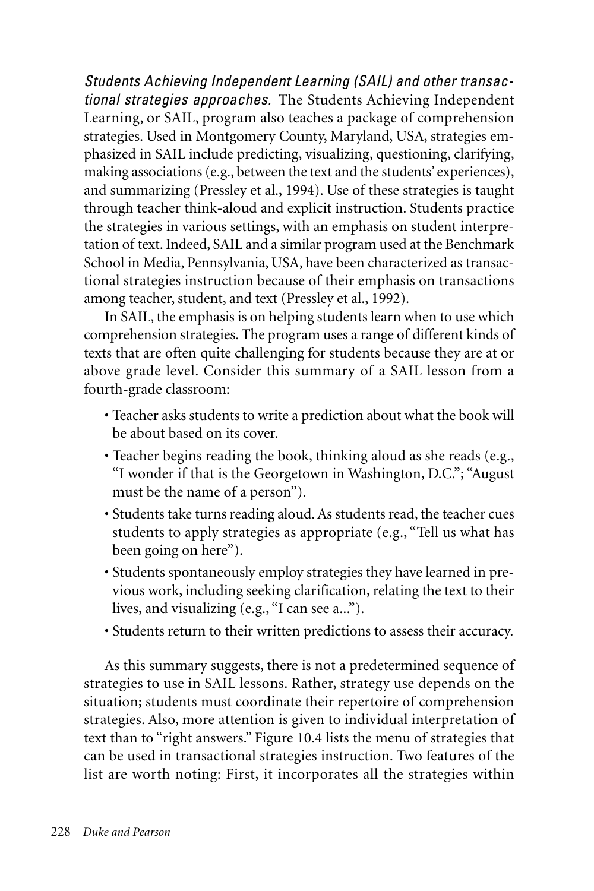*Students Achieving Independent Learning (SAIL) and other transactional strategies approaches.* The Students Achieving Independent Learning, or SAIL, program also teaches a package of comprehension strategies. Used in Montgomery County, Maryland, USA, strategies emphasized in SAIL include predicting, visualizing, questioning, clarifying, making associations (e.g., between the text and the students' experiences), and summarizing (Pressley et al., 1994). Use of these strategies is taught through teacher think-aloud and explicit instruction. Students practice the strategies in various settings, with an emphasis on student interpretation of text. Indeed, SAIL and a similar program used at the Benchmark School in Media, Pennsylvania, USA, have been characterized as transactional strategies instruction because of their emphasis on transactions among teacher, student, and text (Pressley et al., 1992).

In SAIL, the emphasis is on helping students learn when to use which comprehension strategies. The program uses a range of different kinds of texts that are often quite challenging for students because they are at or above grade level. Consider this summary of a SAIL lesson from a fourth-grade classroom:

- Teacher asks students to write a prediction about what the book will be about based on its cover.
- Teacher begins reading the book, thinking aloud as she reads (e.g., "I wonder if that is the Georgetown in Washington, D.C."; "August must be the name of a person").
- Students take turns reading aloud. As students read, the teacher cues students to apply strategies as appropriate (e.g., "Tell us what has been going on here").
- Students spontaneously employ strategies they have learned in previous work, including seeking clarification, relating the text to their lives, and visualizing (e.g., "I can see a...").
- Students return to their written predictions to assess their accuracy.

As this summary suggests, there is not a predetermined sequence of strategies to use in SAIL lessons. Rather, strategy use depends on the situation; students must coordinate their repertoire of comprehension strategies. Also, more attention is given to individual interpretation of text than to "right answers." Figure 10.4 lists the menu of strategies that can be used in transactional strategies instruction. Two features of the list are worth noting: First, it incorporates all the strategies within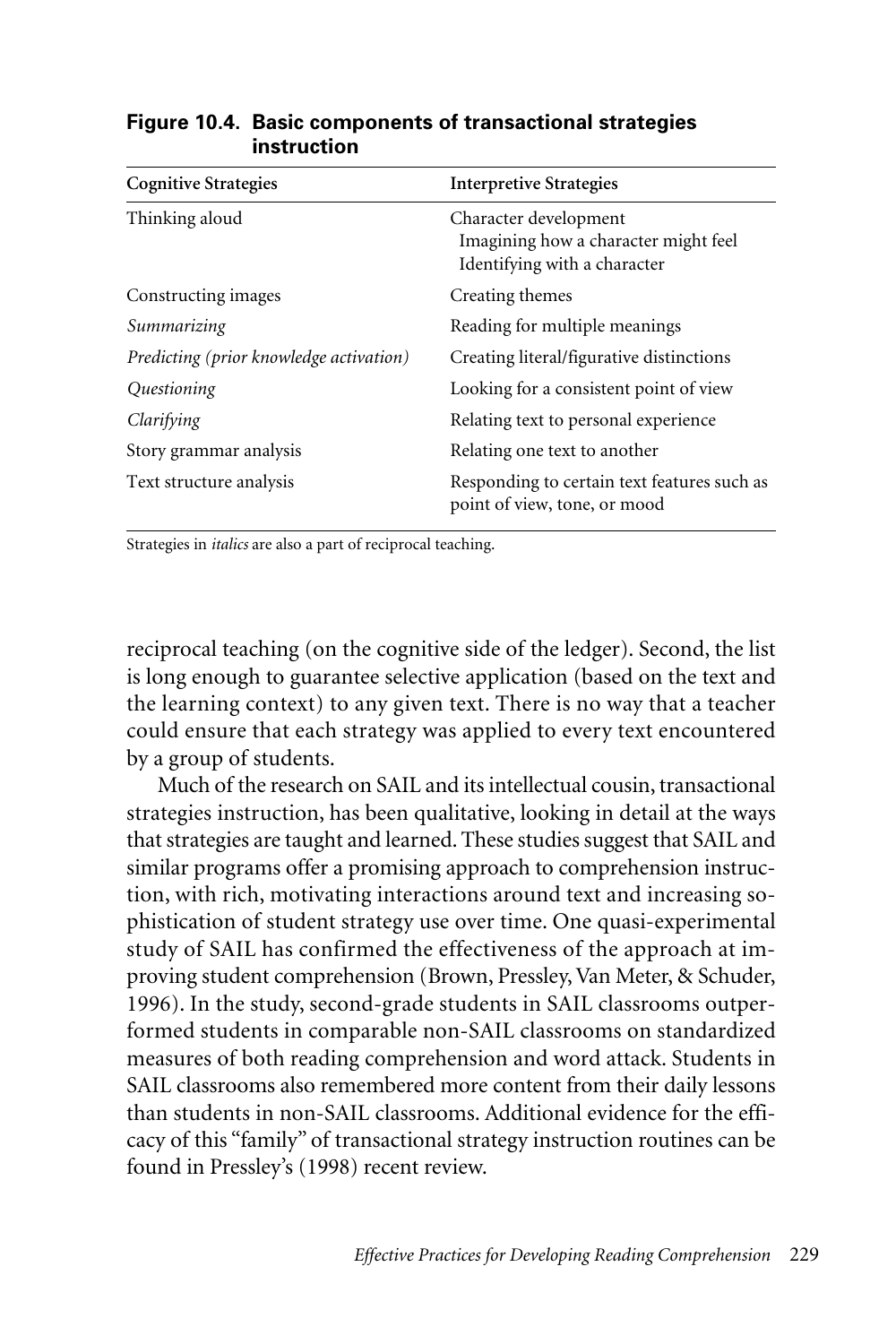**Figure 10.4. Basic components of transactional strategies instruction**

| Cognitive Strategies | Interpretive Strategies |
|---|---|
| Thinking aloud | Character development<br>Imagining how a character might feel<br>Identifying with a character |
| Constructing images | Creating themes |
| *Summarizing* | Reading for multiple meanings |
| *Predicting (prior knowledge activation)* | Creating literal/figurative distinctions |
| *Questioning* | Looking for a consistent point of view |
| *Clarifying* | Relating text to personal experience |
| Story grammar analysis | Relating one text to another |
| Text structure analysis | Responding to certain text features such as point of view, tone, or mood |

Strategies in *italics* are also a part of reciprocal teaching.

reciprocal teaching (on the cognitive side of the ledger). Second, the list is long enough to guarantee selective application (based on the text and the learning context) to any given text. There is no way that a teacher could ensure that each strategy was applied to every text encountered by a group of students.

Much of the research on SAIL and its intellectual cousin, transactional strategies instruction, has been qualitative, looking in detail at the ways that strategies are taught and learned. These studies suggest that SAIL and similar programs offer a promising approach to comprehension instruction, with rich, motivating interactions around text and increasing sophistication of student strategy use over time. One quasi-experimental study of SAIL has confirmed the effectiveness of the approach at improving student comprehension (Brown, Pressley, Van Meter, & Schuder, 1996). In the study, second-grade students in SAIL classrooms outperformed students in comparable non-SAIL classrooms on standardized measures of both reading comprehension and word attack. Students in SAIL classrooms also remembered more content from their daily lessons than students in non-SAIL classrooms. Additional evidence for the efficacy of this "family" of transactional strategy instruction routines can be found in Pressley's (1998) recent review.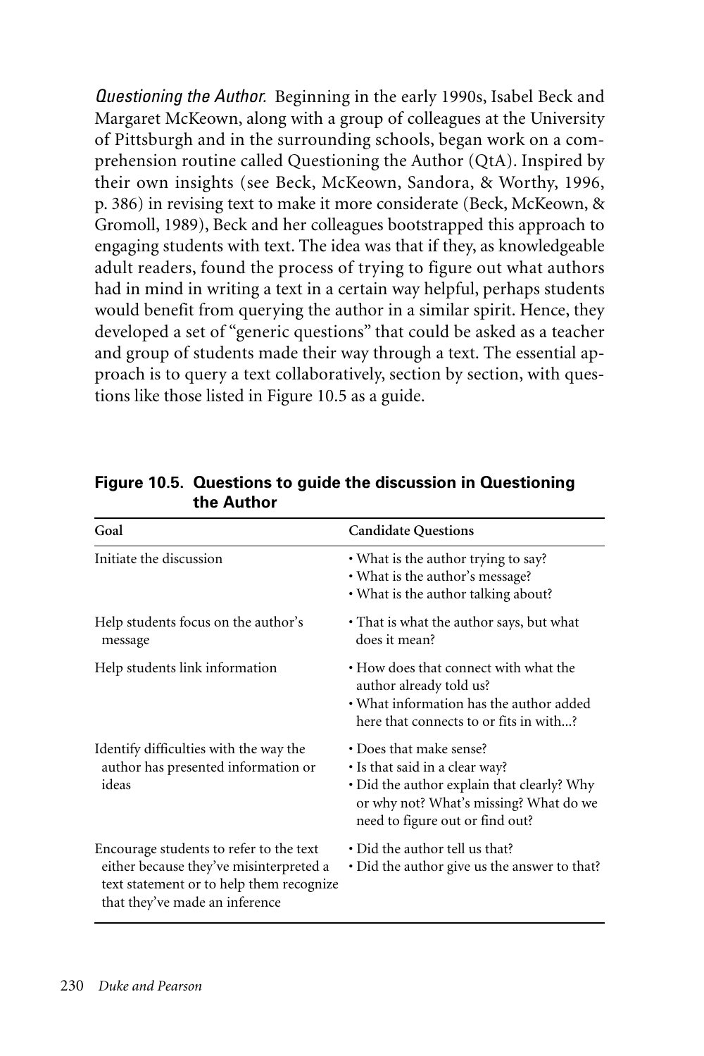*Questioning the Author.* Beginning in the early 1990s, Isabel Beck and Margaret McKeown, along with a group of colleagues at the University of Pittsburgh and in the surrounding schools, began work on a comprehension routine called Questioning the Author (QtA). Inspired by their own insights (see Beck, McKeown, Sandora, & Worthy, 1996, p. 386) in revising text to make it more considerate (Beck, McKeown, & Gromoll, 1989), Beck and her colleagues bootstrapped this approach to engaging students with text. The idea was that if they, as knowledgeable adult readers, found the process of trying to figure out what authors had in mind in writing a text in a certain way helpful, perhaps students would benefit from querying the author in a similar spirit. Hence, they developed a set of "generic questions" that could be asked as a teacher and group of students made their way through a text. The essential approach is to query a text collaboratively, section by section, with questions like those listed in Figure 10.5 as a guide.

**Figure 10.5. Questions to guide the discussion in Questioning the Author**

| Goal | Candidate Questions |
|---|---|
| Initiate the discussion | • What is the author trying to say?<br>• What is the author's message?<br>• What is the author talking about? |
| Help students focus on the author's message | • That is what the author says, but what does it mean? |
| Help students link information | • How does that connect with what the author already told us?<br>• What information has the author added here that connects to or fits in with...? |
| Identify difficulties with the way the author has presented information or ideas | • Does that make sense?<br>• Is that said in a clear way?<br>• Did the author explain that clearly? Why or why not? What's missing? What do we need to figure out or find out? |
| Encourage students to refer to the text either because they've misinterpreted a text statement or to help them recognize that they've made an inference | • Did the author tell us that?<br>• Did the author give us the answer to that? |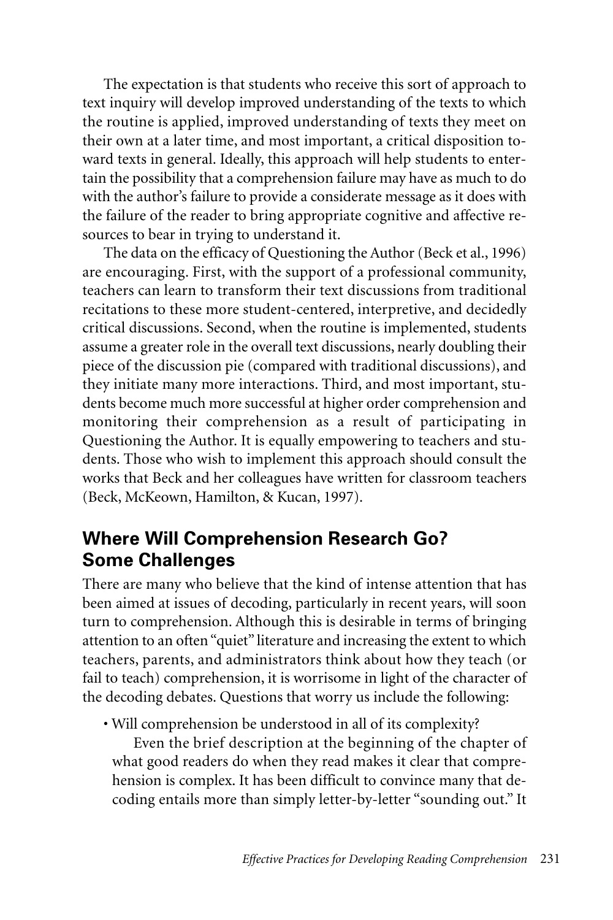The expectation is that students who receive this sort of approach to text inquiry will develop improved understanding of the texts to which the routine is applied, improved understanding of texts they meet on their own at a later time, and most important, a critical disposition toward texts in general. Ideally, this approach will help students to entertain the possibility that a comprehension failure may have as much to do with the author's failure to provide a considerate message as it does with the failure of the reader to bring appropriate cognitive and affective resources to bear in trying to understand it.

The data on the efficacy of Questioning the Author (Beck et al., 1996) are encouraging. First, with the support of a professional community, teachers can learn to transform their text discussions from traditional recitations to these more student-centered, interpretive, and decidedly critical discussions. Second, when the routine is implemented, students assume a greater role in the overall text discussions, nearly doubling their piece of the discussion pie (compared with traditional discussions), and they initiate many more interactions. Third, and most important, students become much more successful at higher order comprehension and monitoring their comprehension as a result of participating in Questioning the Author. It is equally empowering to teachers and students. Those who wish to implement this approach should consult the works that Beck and her colleagues have written for classroom teachers (Beck, McKeown, Hamilton, & Kucan, 1997).

## Where Will Comprehension Research Go? Some Challenges

There are many who believe that the kind of intense attention that has been aimed at issues of decoding, particularly in recent years, will soon turn to comprehension. Although this is desirable in terms of bringing attention to an often "quiet" literature and increasing the extent to which teachers, parents, and administrators think about how they teach (or fail to teach) comprehension, it is worrisome in light of the character of the decoding debates. Questions that worry us include the following:

- Will comprehension be understood in all of its complexity?

  Even the brief description at the beginning of the chapter of what good readers do when they read makes it clear that comprehension is complex. It has been difficult to convince many that decoding entails more than simply letter-by-letter "sounding out." It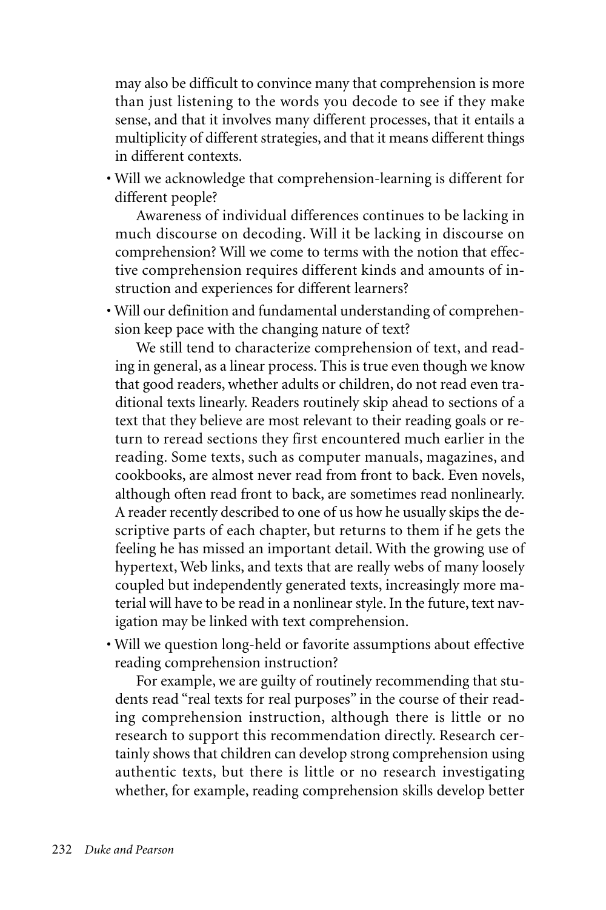may also be difficult to convince many that comprehension is more than just listening to the words you decode to see if they make sense, and that it involves many different processes, that it entails a multiplicity of different strategies, and that it means different things in different contexts.

- Will we acknowledge that comprehension-learning is different for different people?

  Awareness of individual differences continues to be lacking in much discourse on decoding. Will it be lacking in discourse on comprehension? Will we come to terms with the notion that effective comprehension requires different kinds and amounts of instruction and experiences for different learners?

- Will our definition and fundamental understanding of comprehension keep pace with the changing nature of text?

  We still tend to characterize comprehension of text, and reading in general, as a linear process. This is true even though we know that good readers, whether adults or children, do not read even traditional texts linearly. Readers routinely skip ahead to sections of a text that they believe are most relevant to their reading goals or return to reread sections they first encountered much earlier in the reading. Some texts, such as computer manuals, magazines, and cookbooks, are almost never read from front to back. Even novels, although often read front to back, are sometimes read nonlinearly. A reader recently described to one of us how he usually skips the descriptive parts of each chapter, but returns to them if he gets the feeling he has missed an important detail. With the growing use of hypertext, Web links, and texts that are really webs of many loosely coupled but independently generated texts, increasingly more material will have to be read in a nonlinear style. In the future, text navigation may be linked with text comprehension.

- Will we question long-held or favorite assumptions about effective reading comprehension instruction?

  For example, we are guilty of routinely recommending that students read "real texts for real purposes" in the course of their reading comprehension instruction, although there is little or no research to support this recommendation directly. Research certainly shows that children can develop strong comprehension using authentic texts, but there is little or no research investigating whether, for example, reading comprehension skills develop better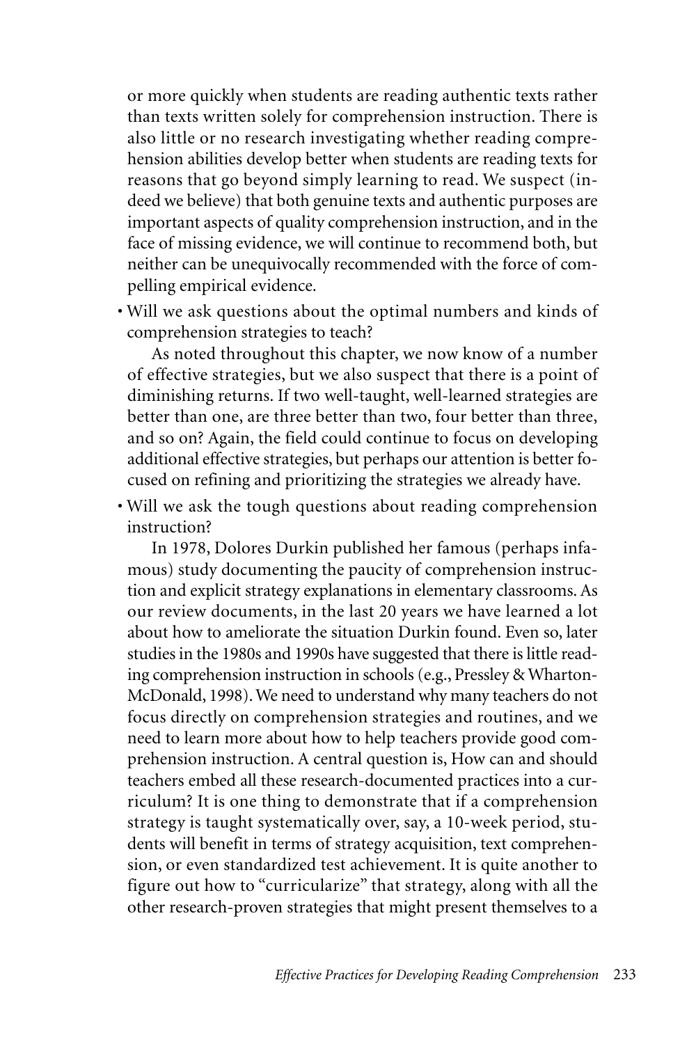or more quickly when students are reading authentic texts rather than texts written solely for comprehension instruction. There is also little or no research investigating whether reading comprehension abilities develop better when students are reading texts for reasons that go beyond simply learning to read. We suspect (indeed we believe) that both genuine texts and authentic purposes are important aspects of quality comprehension instruction, and in the face of missing evidence, we will continue to recommend both, but neither can be unequivocally recommended with the force of compelling empirical evidence.

- Will we ask questions about the optimal numbers and kinds of comprehension strategies to teach?

  As noted throughout this chapter, we now know of a number of effective strategies, but we also suspect that there is a point of diminishing returns. If two well-taught, well-learned strategies are better than one, are three better than two, four better than three, and so on? Again, the field could continue to focus on developing additional effective strategies, but perhaps our attention is better focused on refining and prioritizing the strategies we already have.

- Will we ask the tough questions about reading comprehension instruction?

  In 1978, Dolores Durkin published her famous (perhaps infamous) study documenting the paucity of comprehension instruction and explicit strategy explanations in elementary classrooms. As our review documents, in the last 20 years we have learned a lot about how to ameliorate the situation Durkin found. Even so, later studies in the 1980s and 1990s have suggested that there is little reading comprehension instruction in schools (e.g., Pressley & Wharton-McDonald, 1998). We need to understand why many teachers do not focus directly on comprehension strategies and routines, and we need to learn more about how to help teachers provide good comprehension instruction. A central question is, How can and should teachers embed all these research-documented practices into a curriculum? It is one thing to demonstrate that if a comprehension strategy is taught systematically over, say, a 10-week period, students will benefit in terms of strategy acquisition, text comprehension, or even standardized test achievement. It is quite another to figure out how to "curricularize" that strategy, along with all the other research-proven strategies that might present themselves to a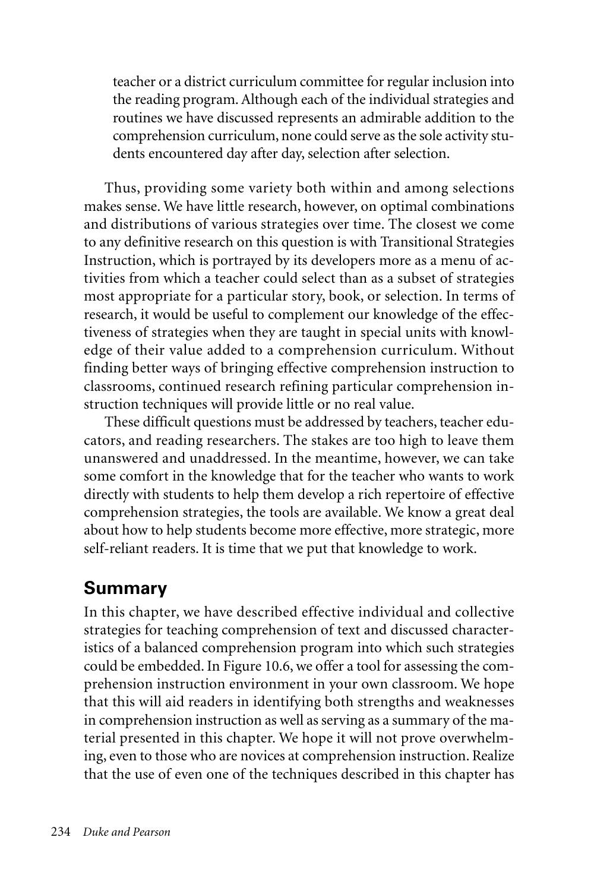teacher or a district curriculum committee for regular inclusion into the reading program. Although each of the individual strategies and routines we have discussed represents an admirable addition to the comprehension curriculum, none could serve as the sole activity students encountered day after day, selection after selection.

Thus, providing some variety both within and among selections makes sense. We have little research, however, on optimal combinations and distributions of various strategies over time. The closest we come to any definitive research on this question is with Transitional Strategies Instruction, which is portrayed by its developers more as a menu of activities from which a teacher could select than as a subset of strategies most appropriate for a particular story, book, or selection. In terms of research, it would be useful to complement our knowledge of the effectiveness of strategies when they are taught in special units with knowledge of their value added to a comprehension curriculum. Without finding better ways of bringing effective comprehension instruction to classrooms, continued research refining particular comprehension instruction techniques will provide little or no real value.

These difficult questions must be addressed by teachers, teacher educators, and reading researchers. The stakes are too high to leave them unanswered and unaddressed. In the meantime, however, we can take some comfort in the knowledge that for the teacher who wants to work directly with students to help them develop a rich repertoire of effective comprehension strategies, the tools are available. We know a great deal about how to help students become more effective, more strategic, more self-reliant readers. It is time that we put that knowledge to work.

## Summary

In this chapter, we have described effective individual and collective strategies for teaching comprehension of text and discussed characteristics of a balanced comprehension program into which such strategies could be embedded. In Figure 10.6, we offer a tool for assessing the comprehension instruction environment in your own classroom. We hope that this will aid readers in identifying both strengths and weaknesses in comprehension instruction as well as serving as a summary of the material presented in this chapter. We hope it will not prove overwhelming, even to those who are novices at comprehension instruction. Realize that the use of even one of the techniques described in this chapter has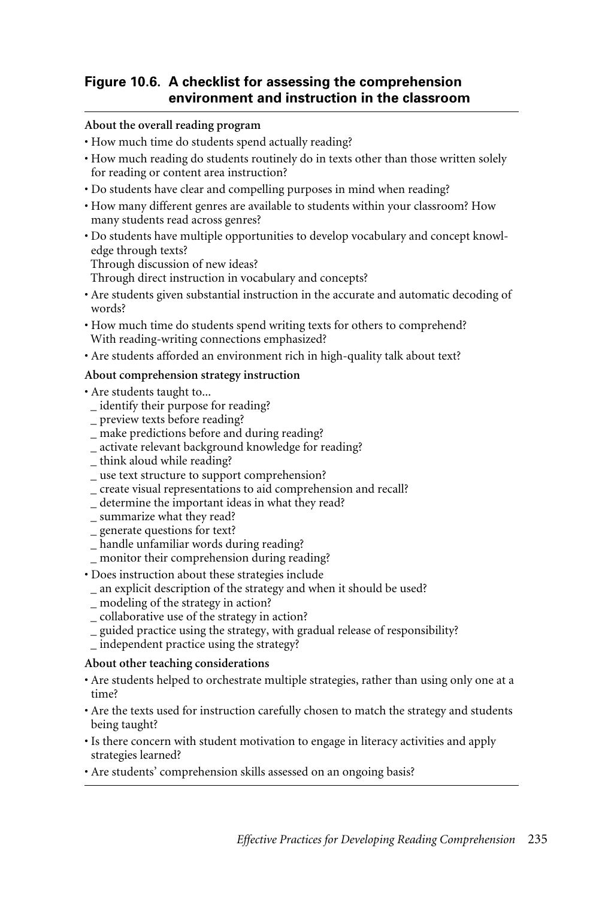**Figure 10.6. A checklist for assessing the comprehension environment and instruction in the classroom**

---

**About the overall reading program**

- How much time do students spend actually reading?
- How much reading do students routinely do in texts other than those written solely for reading or content area instruction?
- Do students have clear and compelling purposes in mind when reading?
- How many different genres are available to students within your classroom? How many students read across genres?
- Do students have multiple opportunities to develop vocabulary and concept knowledge through texts?
  Through discussion of new ideas?
  Through direct instruction in vocabulary and concepts?
- Are students given substantial instruction in the accurate and automatic decoding of words?
- How much time do students spend writing texts for others to comprehend?
  With reading-writing connections emphasized?
- Are students afforded an environment rich in high-quality talk about text?

**About comprehension strategy instruction**

- Are students taught to...
  _ identify their purpose for reading?
  _ preview texts before reading?
  _ make predictions before and during reading?
  _ activate relevant background knowledge for reading?
  _ think aloud while reading?
  _ use text structure to support comprehension?
  _ create visual representations to aid comprehension and recall?
  _ determine the important ideas in what they read?
  _ summarize what they read?
  _ generate questions for text?
  _ handle unfamiliar words during reading?
  _ monitor their comprehension during reading?
- Does instruction about these strategies include
  _ an explicit description of the strategy and when it should be used?
  _ modeling of the strategy in action?
  _ collaborative use of the strategy in action?
  _ guided practice using the strategy, with gradual release of responsibility?
  _ independent practice using the strategy?

**About other teaching considerations**

- Are students helped to orchestrate multiple strategies, rather than using only one at a time?
- Are the texts used for instruction carefully chosen to match the strategy and students being taught?
- Is there concern with student motivation to engage in literacy activities and apply strategies learned?
- Are students' comprehension skills assessed on an ongoing basis?

---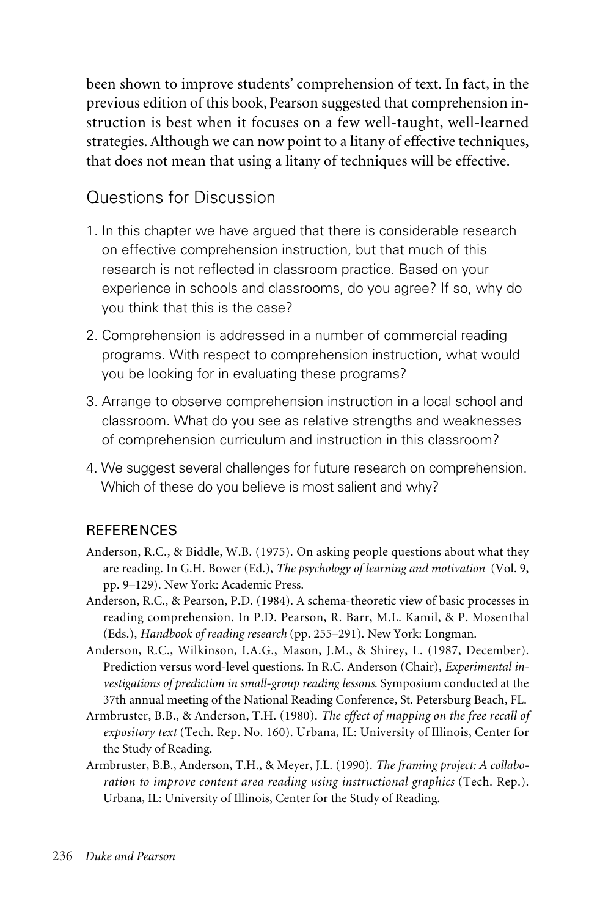been shown to improve students' comprehension of text. In fact, in the previous edition of this book, Pearson suggested that comprehension instruction is best when it focuses on a few well-taught, well-learned strategies. Although we can now point to a litany of effective techniques, that does not mean that using a litany of techniques will be effective.

## Questions for Discussion

1. In this chapter we have argued that there is considerable research on effective comprehension instruction, but that much of this research is not reflected in classroom practice. Based on your experience in schools and classrooms, do you agree? If so, why do you think that this is the case?
2. Comprehension is addressed in a number of commercial reading programs. With respect to comprehension instruction, what would you be looking for in evaluating these programs?
3. Arrange to observe comprehension instruction in a local school and classroom. What do you see as relative strengths and weaknesses of comprehension curriculum and instruction in this classroom?
4. We suggest several challenges for future research on comprehension. Which of these do you believe is most salient and why?

### REFERENCES

Anderson, R.C., & Biddle, W.B. (1975). On asking people questions about what they are reading. In G.H. Bower (Ed.), *The psychology of learning and motivation* (Vol. 9, pp. 9–129). New York: Academic Press.

Anderson, R.C., & Pearson, P.D. (1984). A schema-theoretic view of basic processes in reading comprehension. In P.D. Pearson, R. Barr, M.L. Kamil, & P. Mosenthal (Eds.), *Handbook of reading research* (pp. 255–291). New York: Longman.

Anderson, R.C., Wilkinson, I.A.G., Mason, J.M., & Shirey, L. (1987, December). Prediction versus word-level questions. In R.C. Anderson (Chair), *Experimental investigations of prediction in small-group reading lessons*. Symposium conducted at the 37th annual meeting of the National Reading Conference, St. Petersburg Beach, FL.

Armbruster, B.B., & Anderson, T.H. (1980). *The effect of mapping on the free recall of expository text* (Tech. Rep. No. 160). Urbana, IL: University of Illinois, Center for the Study of Reading.

Armbruster, B.B., Anderson, T.H., & Meyer, J.L. (1990). *The framing project: A collaboration to improve content area reading using instructional graphics* (Tech. Rep.). Urbana, IL: University of Illinois, Center for the Study of Reading.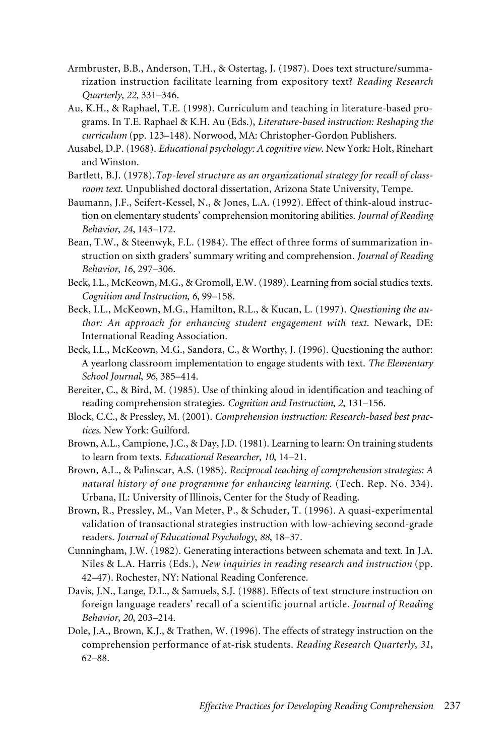Armbruster, B.B., Anderson, T.H., & Ostertag, J. (1987). Does text structure/summarization instruction facilitate learning from expository text? *Reading Research Quarterly*, *22*, 331–346.

Au, K.H., & Raphael, T.E. (1998). Curriculum and teaching in literature-based programs. In T.E. Raphael & K.H. Au (Eds.), *Literature-based instruction: Reshaping the curriculum* (pp. 123–148). Norwood, MA: Christopher-Gordon Publishers.

Ausabel, D.P. (1968). *Educational psychology: A cognitive view*. New York: Holt, Rinehart and Winston.

Bartlett, B.J. (1978). *Top-level structure as an organizational strategy for recall of classroom text*. Unpublished doctoral dissertation, Arizona State University, Tempe.

Baumann, J.F., Seifert-Kessel, N., & Jones, L.A. (1992). Effect of think-aloud instruction on elementary students' comprehension monitoring abilities. *Journal of Reading Behavior*, *24*, 143–172.

Bean, T.W., & Steenwyk, F.L. (1984). The effect of three forms of summarization instruction on sixth graders' summary writing and comprehension. *Journal of Reading Behavior*, *16*, 297–306.

Beck, I.L., McKeown, M.G., & Gromoll, E.W. (1989). Learning from social studies texts. *Cognition and Instruction*, *6*, 99–158.

Beck, I.L., McKeown, M.G., Hamilton, R.L., & Kucan, L. (1997). *Questioning the author: An approach for enhancing student engagement with text*. Newark, DE: International Reading Association.

Beck, I.L., McKeown, M.G., Sandora, C., & Worthy, J. (1996). Questioning the author: A yearlong classroom implementation to engage students with text. *The Elementary School Journal*, *96*, 385–414.

Bereiter, C., & Bird, M. (1985). Use of thinking aloud in identification and teaching of reading comprehension strategies. *Cognition and Instruction*, *2*, 131–156.

Block, C.C., & Pressley, M. (2001). *Comprehension instruction: Research-based best practices*. New York: Guilford.

Brown, A.L., Campione, J.C., & Day, J.D. (1981). Learning to learn: On training students to learn from texts. *Educational Researcher*, *10*, 14–21.

Brown, A.L., & Palinscar, A.S. (1985). *Reciprocal teaching of comprehension strategies: A natural history of one programme for enhancing learning*. (Tech. Rep. No. 334). Urbana, IL: University of Illinois, Center for the Study of Reading.

Brown, R., Pressley, M., Van Meter, P., & Schuder, T. (1996). A quasi-experimental validation of transactional strategies instruction with low-achieving second-grade readers. *Journal of Educational Psychology*, *88*, 18–37.

Cunningham, J.W. (1982). Generating interactions between schemata and text. In J.A. Niles & L.A. Harris (Eds.), *New inquiries in reading research and instruction* (pp. 42–47). Rochester, NY: National Reading Conference.

Davis, J.N., Lange, D.L., & Samuels, S.J. (1988). Effects of text structure instruction on foreign language readers' recall of a scientific journal article. *Journal of Reading Behavior*, *20*, 203–214.

Dole, J.A., Brown, K.J., & Trathen, W. (1996). The effects of strategy instruction on the comprehension performance of at-risk students. *Reading Research Quarterly*, *31*, 62–88.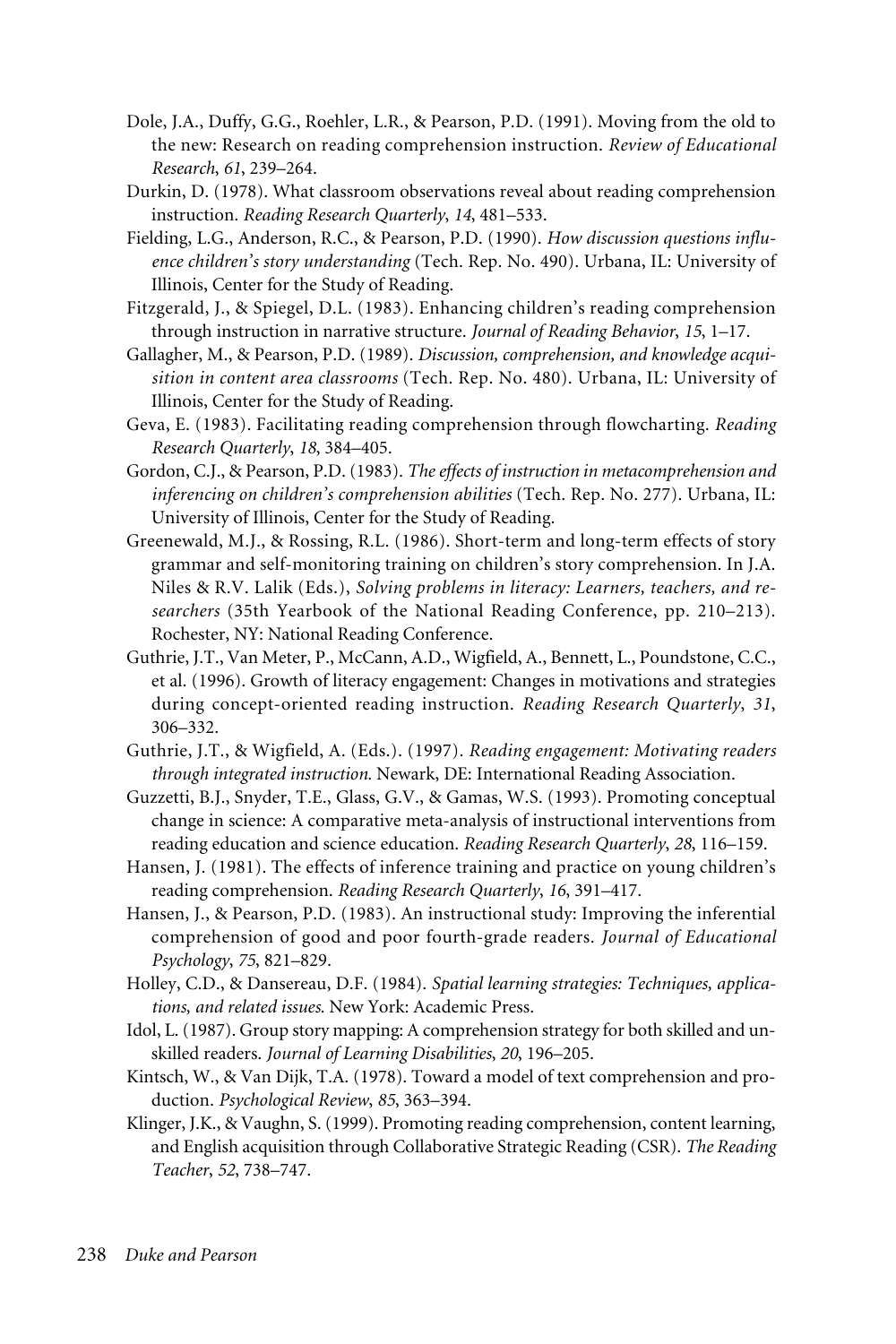Dole, J.A., Duffy, G.G., Roehler, L.R., & Pearson, P.D. (1991). Moving from the old to the new: Research on reading comprehension instruction. *Review of Educational Research*, *61*, 239–264.

Durkin, D. (1978). What classroom observations reveal about reading comprehension instruction. *Reading Research Quarterly*, *14*, 481–533.

Fielding, L.G., Anderson, R.C., & Pearson, P.D. (1990). *How discussion questions influence children's story understanding* (Tech. Rep. No. 490). Urbana, IL: University of Illinois, Center for the Study of Reading.

Fitzgerald, J., & Spiegel, D.L. (1983). Enhancing children's reading comprehension through instruction in narrative structure. *Journal of Reading Behavior*, *15*, 1–17.

Gallagher, M., & Pearson, P.D. (1989). *Discussion, comprehension, and knowledge acquisition in content area classrooms* (Tech. Rep. No. 480). Urbana, IL: University of Illinois, Center for the Study of Reading.

Geva, E. (1983). Facilitating reading comprehension through flowcharting. *Reading Research Quarterly*, *18*, 384–405.

Gordon, C.J., & Pearson, P.D. (1983). *The effects of instruction in metacomprehension and inferencing on children's comprehension abilities* (Tech. Rep. No. 277). Urbana, IL: University of Illinois, Center for the Study of Reading.

Greenewald, M.J., & Rossing, R.L. (1986). Short-term and long-term effects of story grammar and self-monitoring training on children's story comprehension. In J.A. Niles & R.V. Lalik (Eds.), *Solving problems in literacy: Learners, teachers, and researchers* (35th Yearbook of the National Reading Conference, pp. 210–213). Rochester, NY: National Reading Conference.

Guthrie, J.T., Van Meter, P., McCann, A.D., Wigfield, A., Bennett, L., Poundstone, C.C., et al. (1996). Growth of literacy engagement: Changes in motivations and strategies during concept-oriented reading instruction. *Reading Research Quarterly*, *31*, 306–332.

Guthrie, J.T., & Wigfield, A. (Eds.). (1997). *Reading engagement: Motivating readers through integrated instruction*. Newark, DE: International Reading Association.

Guzzetti, B.J., Snyder, T.E., Glass, G.V., & Gamas, W.S. (1993). Promoting conceptual change in science: A comparative meta-analysis of instructional interventions from reading education and science education. *Reading Research Quarterly*, *28*, 116–159.

Hansen, J. (1981). The effects of inference training and practice on young children's reading comprehension. *Reading Research Quarterly*, *16*, 391–417.

Hansen, J., & Pearson, P.D. (1983). An instructional study: Improving the inferential comprehension of good and poor fourth-grade readers. *Journal of Educational Psychology*, *75*, 821–829.

Holley, C.D., & Dansereau, D.F. (1984). *Spatial learning strategies: Techniques, applications, and related issues*. New York: Academic Press.

Idol, L. (1987). Group story mapping: A comprehension strategy for both skilled and unskilled readers. *Journal of Learning Disabilities*, *20*, 196–205.

Kintsch, W., & Van Dijk, T.A. (1978). Toward a model of text comprehension and production. *Psychological Review*, *85*, 363–394.

Klinger, J.K., & Vaughn, S. (1999). Promoting reading comprehension, content learning, and English acquisition through Collaborative Strategic Reading (CSR). *The Reading Teacher*, *52*, 738–747.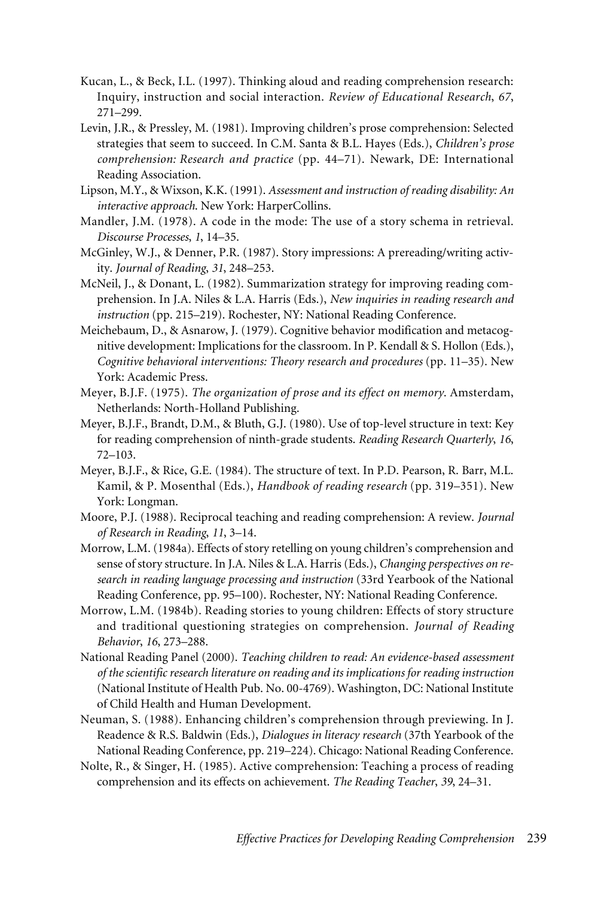Kucan, L., & Beck, I.L. (1997). Thinking aloud and reading comprehension research: Inquiry, instruction and social interaction. *Review of Educational Research*, *67*, 271–299.

Levin, J.R., & Pressley, M. (1981). Improving children's prose comprehension: Selected strategies that seem to succeed. In C.M. Santa & B.L. Hayes (Eds.), *Children's prose comprehension: Research and practice* (pp. 44–71). Newark, DE: International Reading Association.

Lipson, M.Y., & Wixson, K.K. (1991). *Assessment and instruction of reading disability: An interactive approach.* New York: HarperCollins.

Mandler, J.M. (1978). A code in the mode: The use of a story schema in retrieval. *Discourse Processes*, *1*, 14–35.

McGinley, W.J., & Denner, P.R. (1987). Story impressions: A prereading/writing activity. *Journal of Reading*, *31*, 248–253.

McNeil, J., & Donant, L. (1982). Summarization strategy for improving reading comprehension. In J.A. Niles & L.A. Harris (Eds.), *New inquiries in reading research and instruction* (pp. 215–219). Rochester, NY: National Reading Conference.

Meichebaum, D., & Asnarow, J. (1979). Cognitive behavior modification and metacognitive development: Implications for the classroom. In P. Kendall & S. Hollon (Eds.), *Cognitive behavioral interventions: Theory research and procedures* (pp. 11–35). New York: Academic Press.

Meyer, B.J.F. (1975). *The organization of prose and its effect on memory*. Amsterdam, Netherlands: North-Holland Publishing.

Meyer, B.J.F., Brandt, D.M., & Bluth, G.J. (1980). Use of top-level structure in text: Key for reading comprehension of ninth-grade students. *Reading Research Quarterly*, *16*, 72–103.

Meyer, B.J.F., & Rice, G.E. (1984). The structure of text. In P.D. Pearson, R. Barr, M.L. Kamil, & P. Mosenthal (Eds.), *Handbook of reading research* (pp. 319–351). New York: Longman.

Moore, P.J. (1988). Reciprocal teaching and reading comprehension: A review. *Journal of Research in Reading*, *11*, 3–14.

Morrow, L.M. (1984a). Effects of story retelling on young children's comprehension and sense of story structure. In J.A. Niles & L.A. Harris (Eds.), *Changing perspectives on research in reading language processing and instruction* (33rd Yearbook of the National Reading Conference, pp. 95–100). Rochester, NY: National Reading Conference.

Morrow, L.M. (1984b). Reading stories to young children: Effects of story structure and traditional questioning strategies on comprehension. *Journal of Reading Behavior*, *16*, 273–288.

National Reading Panel (2000). *Teaching children to read: An evidence-based assessment of the scientific research literature on reading and its implications for reading instruction* (National Institute of Health Pub. No. 00-4769). Washington, DC: National Institute of Child Health and Human Development.

Neuman, S. (1988). Enhancing children's comprehension through previewing. In J. Readence & R.S. Baldwin (Eds.), *Dialogues in literacy research* (37th Yearbook of the National Reading Conference, pp. 219–224). Chicago: National Reading Conference.

Nolte, R., & Singer, H. (1985). Active comprehension: Teaching a process of reading comprehension and its effects on achievement. *The Reading Teacher*, *39*, 24–31.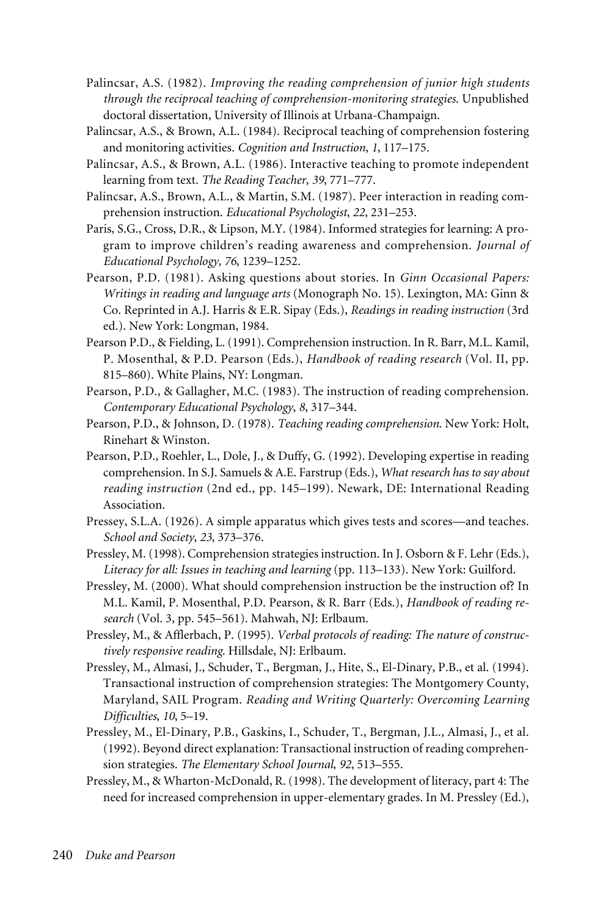Palincsar, A.S. (1982). *Improving the reading comprehension of junior high students through the reciprocal teaching of comprehension-monitoring strategies.* Unpublished doctoral dissertation, University of Illinois at Urbana-Champaign.

Palincsar, A.S., & Brown, A.L. (1984). Reciprocal teaching of comprehension fostering and monitoring activities. *Cognition and Instruction*, *1*, 117–175.

Palincsar, A.S., & Brown, A.L. (1986). Interactive teaching to promote independent learning from text. *The Reading Teacher*, *39*, 771–777.

Palincsar, A.S., Brown, A.L., & Martin, S.M. (1987). Peer interaction in reading comprehension instruction. *Educational Psychologist*, *22*, 231–253.

Paris, S.G., Cross, D.R., & Lipson, M.Y. (1984). Informed strategies for learning: A program to improve children's reading awareness and comprehension. *Journal of Educational Psychology, 76*, 1239–1252.

Pearson, P.D. (1981). Asking questions about stories. In *Ginn Occasional Papers: Writings in reading and language arts* (Monograph No. 15). Lexington, MA: Ginn & Co. Reprinted in A.J. Harris & E.R. Sipay (Eds.), *Readings in reading instruction* (3rd ed.). New York: Longman, 1984.

Pearson P.D., & Fielding, L. (1991). Comprehension instruction. In R. Barr, M.L. Kamil, P. Mosenthal, & P.D. Pearson (Eds.), *Handbook of reading research* (Vol. II, pp. 815–860). White Plains, NY: Longman.

Pearson, P.D., & Gallagher, M.C. (1983). The instruction of reading comprehension. *Contemporary Educational Psychology*, *8*, 317–344.

Pearson, P.D., & Johnson, D. (1978). *Teaching reading comprehension.* New York: Holt, Rinehart & Winston.

Pearson, P.D., Roehler, L., Dole, J., & Duffy, G. (1992). Developing expertise in reading comprehension. In S.J. Samuels & A.E. Farstrup (Eds.), *What research has to say about reading instruction* (2nd ed., pp. 145–199). Newark, DE: International Reading Association.

Pressey, S.L.A. (1926). A simple apparatus which gives tests and scores—and teaches. *School and Society*, *23*, 373–376.

Pressley, M. (1998). Comprehension strategies instruction. In J. Osborn & F. Lehr (Eds.), *Literacy for all: Issues in teaching and learning* (pp. 113–133). New York: Guilford.

Pressley, M. (2000). What should comprehension instruction be the instruction of? In M.L. Kamil, P. Mosenthal, P.D. Pearson, & R. Barr (Eds.), *Handbook of reading research* (Vol. 3, pp. 545–561). Mahwah, NJ: Erlbaum.

Pressley, M., & Afflerbach, P. (1995). *Verbal protocols of reading: The nature of constructively responsive reading.* Hillsdale, NJ: Erlbaum.

Pressley, M., Almasi, J., Schuder, T., Bergman, J., Hite, S., El-Dinary, P.B., et al. (1994). Transactional instruction of comprehension strategies: The Montgomery County, Maryland, SAIL Program. *Reading and Writing Quarterly: Overcoming Learning Difficulties*, *10*, 5–19.

Pressley, M., El-Dinary, P.B., Gaskins, I., Schuder, T., Bergman, J.L., Almasi, J., et al. (1992). Beyond direct explanation: Transactional instruction of reading comprehension strategies. *The Elementary School Journal*, *92*, 513–555.

Pressley, M., & Wharton-McDonald, R. (1998). The development of literacy, part 4: The need for increased comprehension in upper-elementary grades. In M. Pressley (Ed.),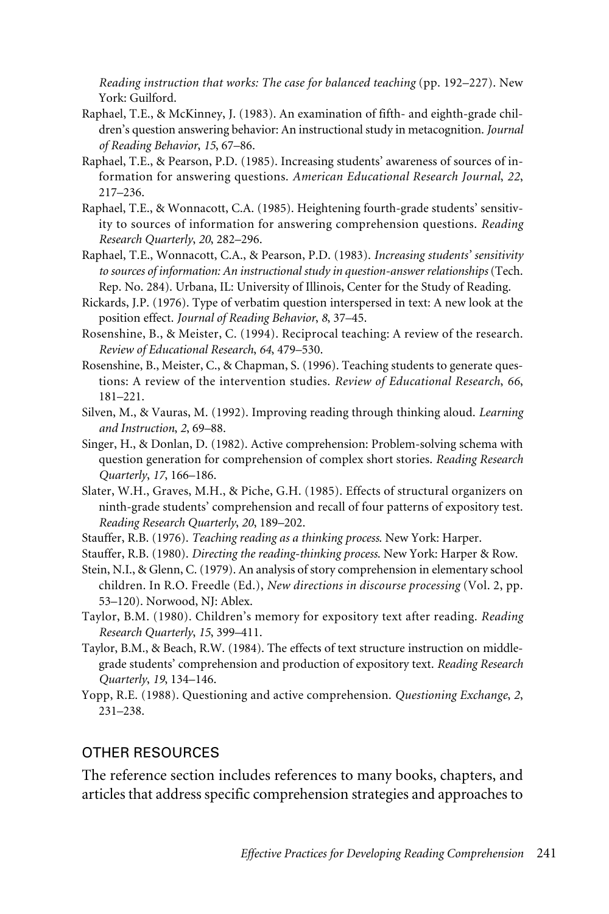*Reading instruction that works: The case for balanced teaching* (pp. 192–227). New York: Guilford.

Raphael, T.E., & McKinney, J. (1983). An examination of fifth- and eighth-grade children's question answering behavior: An instructional study in metacognition. *Journal of Reading Behavior*, *15*, 67–86.

Raphael, T.E., & Pearson, P.D. (1985). Increasing students' awareness of sources of information for answering questions. *American Educational Research Journal*, *22*, 217–236.

Raphael, T.E., & Wonnacott, C.A. (1985). Heightening fourth-grade students' sensitivity to sources of information for answering comprehension questions. *Reading Research Quarterly*, *20*, 282–296.

Raphael, T.E., Wonnacott, C.A., & Pearson, P.D. (1983). *Increasing students' sensitivity to sources of information: An instructional study in question-answer relationships* (Tech. Rep. No. 284). Urbana, IL: University of Illinois, Center for the Study of Reading.

Rickards, J.P. (1976). Type of verbatim question interspersed in text: A new look at the position effect. *Journal of Reading Behavior*, *8*, 37–45.

Rosenshine, B., & Meister, C. (1994). Reciprocal teaching: A review of the research. *Review of Educational Research*, *64*, 479–530.

Rosenshine, B., Meister, C., & Chapman, S. (1996). Teaching students to generate questions: A review of the intervention studies. *Review of Educational Research*, *66*, 181–221.

Silven, M., & Vauras, M. (1992). Improving reading through thinking aloud. *Learning and Instruction*, *2*, 69–88.

Singer, H., & Donlan, D. (1982). Active comprehension: Problem-solving schema with question generation for comprehension of complex short stories. *Reading Research Quarterly*, *17*, 166–186.

Slater, W.H., Graves, M.H., & Piche, G.H. (1985). Effects of structural organizers on ninth-grade students' comprehension and recall of four patterns of expository test. *Reading Research Quarterly*, *20*, 189–202.

Stauffer, R.B. (1976). *Teaching reading as a thinking process.* New York: Harper.

Stauffer, R.B. (1980). *Directing the reading-thinking process.* New York: Harper & Row.

Stein, N.I., & Glenn, C. (1979). An analysis of story comprehension in elementary school children. In R.O. Freedle (Ed.), *New directions in discourse processing* (Vol. 2, pp. 53–120). Norwood, NJ: Ablex.

Taylor, B.M. (1980). Children's memory for expository text after reading. *Reading Research Quarterly*, *15*, 399–411.

Taylor, B.M., & Beach, R.W. (1984). The effects of text structure instruction on middle-grade students' comprehension and production of expository text. *Reading Research Quarterly*, *19*, 134–146.

Yopp, R.E. (1988). Questioning and active comprehension. *Questioning Exchange*, *2*, 231–238.

## OTHER RESOURCES

The reference section includes references to many books, chapters, and articles that address specific comprehension strategies and approaches to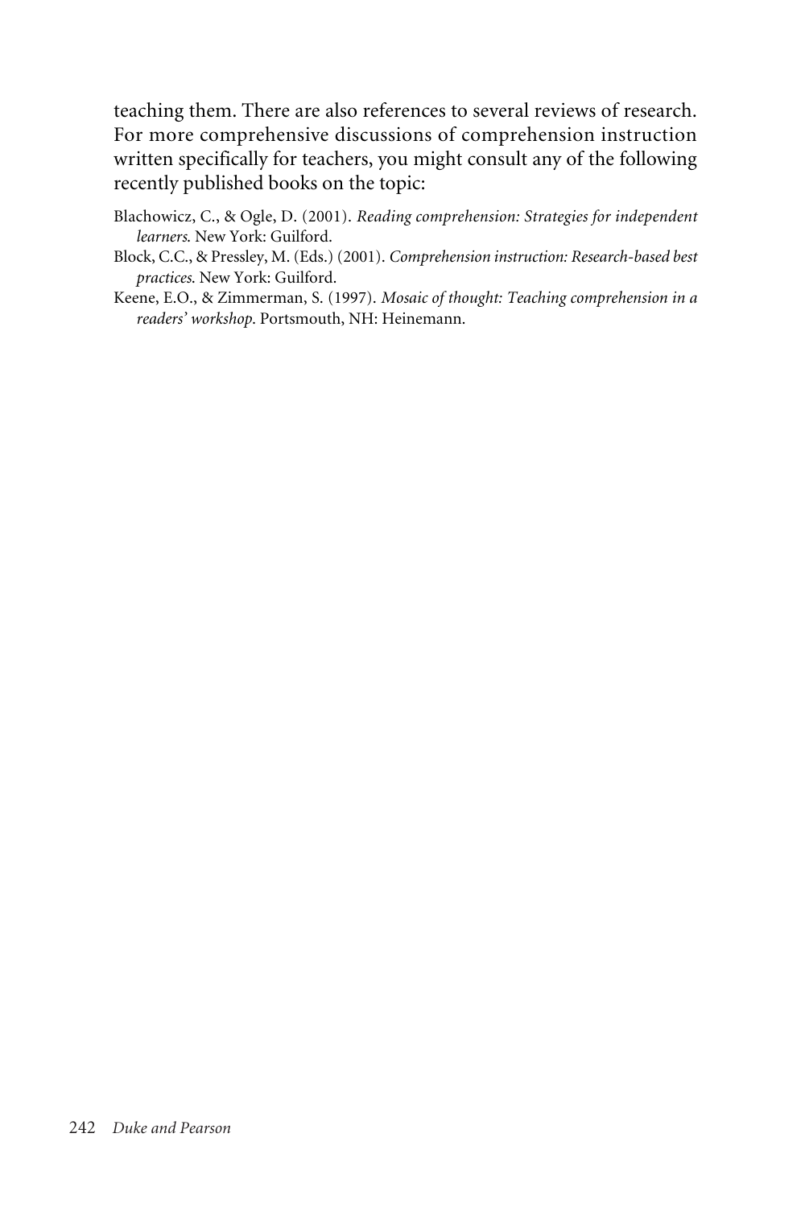teaching them. There are also references to several reviews of research. For more comprehensive discussions of comprehension instruction written specifically for teachers, you might consult any of the following recently published books on the topic:

Blachowicz, C., & Ogle, D. (2001). *Reading comprehension: Strategies for independent learners.* New York: Guilford.

Block, C.C., & Pressley, M. (Eds.) (2001). *Comprehension instruction: Research-based best practices.* New York: Guilford.

Keene, E.O., & Zimmerman, S. (1997). *Mosaic of thought: Teaching comprehension in a readers' workshop.* Portsmouth, NH: Heinemann.